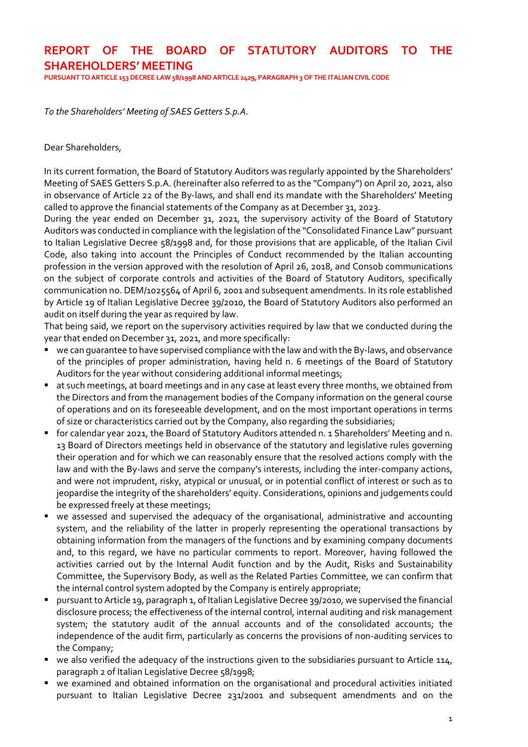# REPORT OF THE BOARD OF STATUTORY AUDITORS TO THE SHAREHOLDERS' MEETING

**PURSUANT TO ARTICLE 153 DECREE LAW 58/1998 AND ARTICLE 2429, PARAGRAPH 3 OF THE ITALIAN CIVIL CODE**

*To the Shareholders' Meeting of SAES Getters S.p.A.*

Dear Shareholders,

In its current formation, the Board of Statutory Auditors was regularly appointed by the Shareholders' Meeting of SAES Getters S.p.A. (hereinafter also referred to as the "Company") on April 20, 2021, also in observance of Article 22 of the By-laws, and shall end its mandate with the Shareholders' Meeting called to approve the financial statements of the Company as at December 31, 2023.

During the year ended on December 31, 2021, the supervisory activity of the Board of Statutory Auditors was conducted in compliance with the legislation of the "Consolidated Finance Law" pursuant to Italian Legislative Decree 58/1998 and, for those provisions that are applicable, of the Italian Civil Code, also taking into account the Principles of Conduct recommended by the Italian accounting profession in the version approved with the resolution of April 26, 2018, and Consob communications on the subject of corporate controls and activities of the Board of Statutory Auditors, specifically communication no. DEM/1025564 of April 6, 2001 and subsequent amendments. In its role established by Article 19 of Italian Legislative Decree 39/2010, the Board of Statutory Auditors also performed an audit on itself during the year as required by law.

That being said, we report on the supervisory activities required by law that we conducted during the year that ended on December 31, 2021, and more specifically:

- we can guarantee to have supervised compliance with the law and with the By-laws, and observance of the principles of proper administration, having held n. 6 meetings of the Board of Statutory Auditors for the year without considering additional informal meetings;
- at such meetings, at board meetings and in any case at least every three months, we obtained from the Directors and from the management bodies of the Company information on the general course of operations and on its foreseeable development, and on the most important operations in terms of size or characteristics carried out by the Company, also regarding the subsidiaries;
- for calendar year 2021, the Board of Statutory Auditors attended n. 1 Shareholders' Meeting and n. 13 Board of Directors meetings held in observance of the statutory and legislative rules governing their operation and for which we can reasonably ensure that the resolved actions comply with the law and with the By-laws and serve the company's interests, including the inter-company actions, and were not imprudent, risky, atypical or unusual, or in potential conflict of interest or such as to jeopardise the integrity of the shareholders' equity. Considerations, opinions and judgements could be expressed freely at these meetings;
- we assessed and supervised the adequacy of the organisational, administrative and accounting system, and the reliability of the latter in properly representing the operational transactions by obtaining information from the managers of the functions and by examining company documents and, to this regard, we have no particular comments to report. Moreover, having followed the activities carried out by the Internal Audit function and by the Audit, Risks and Sustainability Committee, the Supervisory Body, as well as the Related Parties Committee, we can confirm that the internal control system adopted by the Company is entirely appropriate;
- pursuant to Article 19, paragraph 1, of Italian Legislative Decree 39/2010, we supervised the financial disclosure process; the effectiveness of the internal control, internal auditing and risk management system; the statutory audit of the annual accounts and of the consolidated accounts; the independence of the audit firm, particularly as concerns the provisions of non-auditing services to the Company;
- we also verified the adequacy of the instructions given to the subsidiaries pursuant to Article 114, paragraph 2 of Italian Legislative Decree 58/1998;
- we examined and obtained information on the organisational and procedural activities initiated pursuant to Italian Legislative Decree 231/2001 and subsequent amendments and on the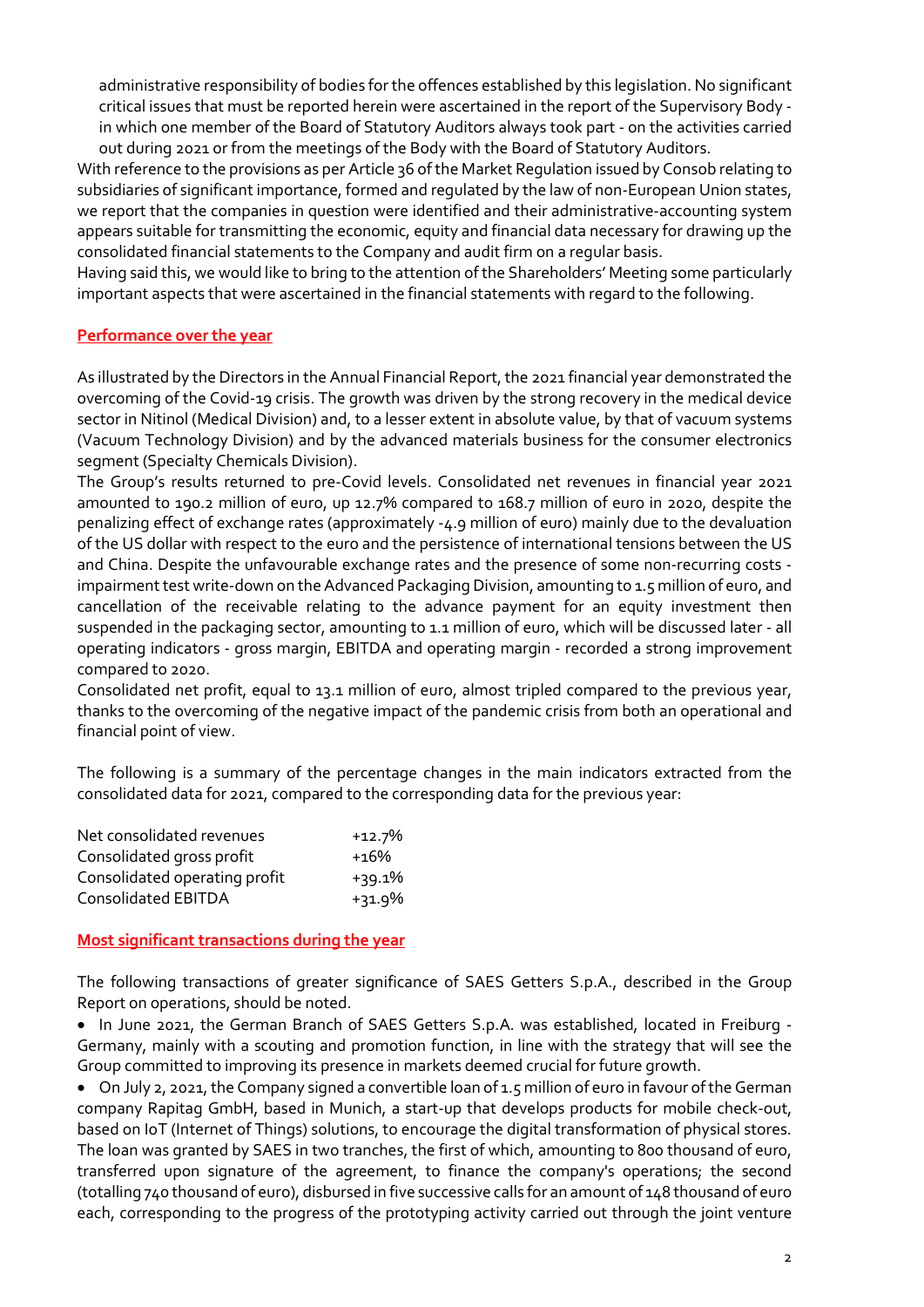administrative responsibility of bodies for the offences established by this legislation. No significant critical issues that must be reported herein were ascertained in the report of the Supervisory Body - in which one member of the Board of Statutory Auditors always took part - on the activities carried out during 2021 or from the meetings of the Body with the Board of Statutory Auditors.

With reference to the provisions as per Article 36 of the Market Regulation issued by Consob relating to subsidiaries of significant importance, formed and regulated by the law of non-European Union states, we report that the companies in question were identified and their administrative-accounting system appears suitable for transmitting the economic, equity and financial data necessary for drawing up the consolidated financial statements to the Company and audit firm on a regular basis.

Having said this, we would like to bring to the attention of the Shareholders' Meeting some particularly important aspects that were ascertained in the financial statements with regard to the following.

## Performance over the year

As illustrated by the Directors in the Annual Financial Report, the 2021 financial year demonstrated the overcoming of the Covid-19 crisis. The growth was driven by the strong recovery in the medical device sector in Nitinol (Medical Division) and, to a lesser extent in absolute value, by that of vacuum systems (Vacuum Technology Division) and by the advanced materials business for the consumer electronics segment (Specialty Chemicals Division).

The Group's results returned to pre-Covid levels. Consolidated net revenues in financial year 2021 amounted to 190.2 million of euro, up 12.7% compared to 168.7 million of euro in 2020, despite the penalizing effect of exchange rates (approximately -4.9 million of euro) mainly due to the devaluation of the US dollar with respect to the euro and the persistence of international tensions between the US and China. Despite the unfavourable exchange rates and the presence of some non-recurring costs - impairment test write-down on the Advanced Packaging Division, amounting to 1.5 million of euro, and cancellation of the receivable relating to the advance payment for an equity investment then suspended in the packaging sector, amounting to 1.1 million of euro, which will be discussed later - all operating indicators - gross margin, EBITDA and operating margin - recorded a strong improvement compared to 2020.

Consolidated net profit, equal to 13.1 million of euro, almost tripled compared to the previous year, thanks to the overcoming of the negative impact of the pandemic crisis from both an operational and financial point of view.

The following is a summary of the percentage changes in the main indicators extracted from the consolidated data for 2021, compared to the corresponding data for the previous year:

| | |
|---|---|
| Net consolidated revenues | +12.7% |
| Consolidated gross profit | +16% |
| Consolidated operating profit | +39.1% |
| Consolidated EBITDA | +31.9% |

## Most significant transactions during the year

The following transactions of greater significance of SAES Getters S.p.A., described in the Group Report on operations, should be noted.

- In June 2021, the German Branch of SAES Getters S.p.A. was established, located in Freiburg - Germany, mainly with a scouting and promotion function, in line with the strategy that will see the Group committed to improving its presence in markets deemed crucial for future growth.
- On July 2, 2021, the Company signed a convertible loan of 1.5 million of euro in favour of the German company Rapitag GmbH, based in Munich, a start-up that develops products for mobile check-out, based on IoT (Internet of Things) solutions, to encourage the digital transformation of physical stores. The loan was granted by SAES in two tranches, the first of which, amounting to 800 thousand of euro, transferred upon signature of the agreement, to finance the company's operations; the second (totalling 740 thousand of euro), disbursed in five successive calls for an amount of 148 thousand of euro each, corresponding to the progress of the prototyping activity carried out through the joint venture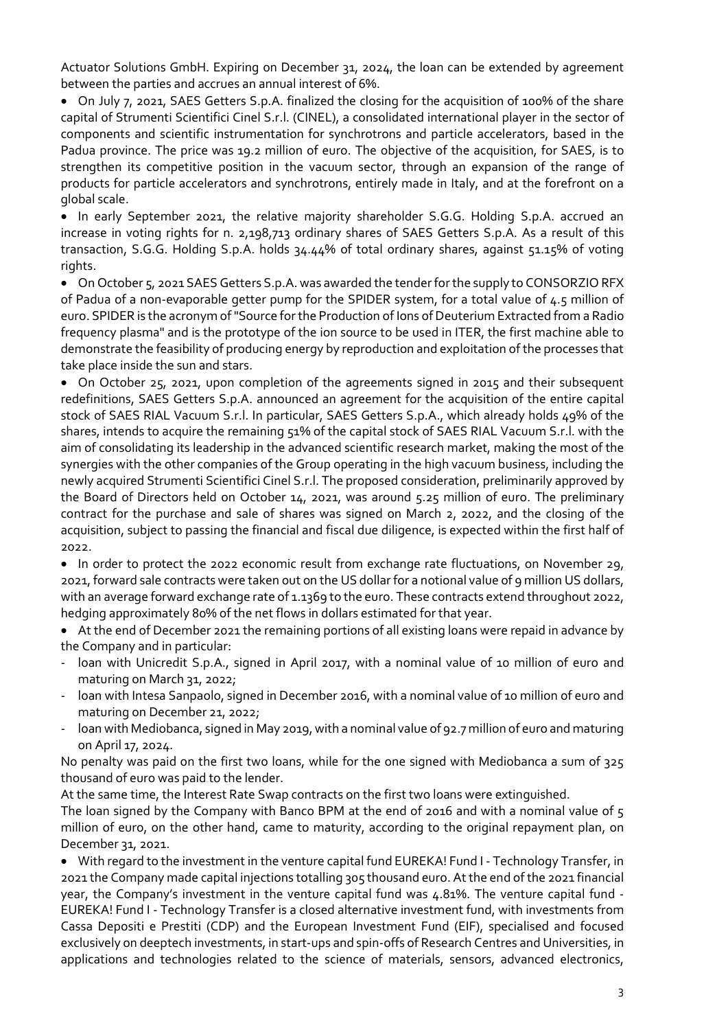Actuator Solutions GmbH. Expiring on December 31, 2024, the loan can be extended by agreement between the parties and accrues an annual interest of 6%.

- On July 7, 2021, SAES Getters S.p.A. finalized the closing for the acquisition of 100% of the share capital of Strumenti Scientifici Cinel S.r.l. (CINEL), a consolidated international player in the sector of components and scientific instrumentation for synchrotrons and particle accelerators, based in the Padua province. The price was 19.2 million of euro. The objective of the acquisition, for SAES, is to strengthen its competitive position in the vacuum sector, through an expansion of the range of products for particle accelerators and synchrotrons, entirely made in Italy, and at the forefront on a global scale.
- In early September 2021, the relative majority shareholder S.G.G. Holding S.p.A. accrued an increase in voting rights for n. 2,198,713 ordinary shares of SAES Getters S.p.A. As a result of this transaction, S.G.G. Holding S.p.A. holds 34.44% of total ordinary shares, against 51.15% of voting rights.
- On October 5, 2021 SAES Getters S.p.A. was awarded the tender for the supply to CONSORZIO RFX of Padua of a non-evaporable getter pump for the SPIDER system, for a total value of 4.5 million of euro. SPIDER is the acronym of "Source for the Production of Ions of Deuterium Extracted from a Radio frequency plasma" and is the prototype of the ion source to be used in ITER, the first machine able to demonstrate the feasibility of producing energy by reproduction and exploitation of the processes that take place inside the sun and stars.
- On October 25, 2021, upon completion of the agreements signed in 2015 and their subsequent redefinitions, SAES Getters S.p.A. announced an agreement for the acquisition of the entire capital stock of SAES RIAL Vacuum S.r.l. In particular, SAES Getters S.p.A., which already holds 49% of the shares, intends to acquire the remaining 51% of the capital stock of SAES RIAL Vacuum S.r.l. with the aim of consolidating its leadership in the advanced scientific research market, making the most of the synergies with the other companies of the Group operating in the high vacuum business, including the newly acquired Strumenti Scientifici Cinel S.r.l. The proposed consideration, preliminarily approved by the Board of Directors held on October 14, 2021, was around 5.25 million of euro. The preliminary contract for the purchase and sale of shares was signed on March 2, 2022, and the closing of the acquisition, subject to passing the financial and fiscal due diligence, is expected within the first half of 2022.
- In order to protect the 2022 economic result from exchange rate fluctuations, on November 29, 2021, forward sale contracts were taken out on the US dollar for a notional value of 9 million US dollars, with an average forward exchange rate of 1.1369 to the euro. These contracts extend throughout 2022, hedging approximately 80% of the net flows in dollars estimated for that year.
- At the end of December 2021 the remaining portions of all existing loans were repaid in advance by the Company and in particular:
  - loan with Unicredit S.p.A., signed in April 2017, with a nominal value of 10 million of euro and maturing on March 31, 2022;
  - loan with Intesa Sanpaolo, signed in December 2016, with a nominal value of 10 million of euro and maturing on December 21, 2022;
  - loan with Mediobanca, signed in May 2019, with a nominal value of 92.7 million of euro and maturing on April 17, 2024.

No penalty was paid on the first two loans, while for the one signed with Mediobanca a sum of 325 thousand of euro was paid to the lender.

At the same time, the Interest Rate Swap contracts on the first two loans were extinguished.

The loan signed by the Company with Banco BPM at the end of 2016 and with a nominal value of 5 million of euro, on the other hand, came to maturity, according to the original repayment plan, on December 31, 2021.

- With regard to the investment in the venture capital fund EUREKA! Fund I - Technology Transfer, in 2021 the Company made capital injections totalling 305 thousand euro. At the end of the 2021 financial year, the Company's investment in the venture capital fund was 4.81%. The venture capital fund - EUREKA! Fund I - Technology Transfer is a closed alternative investment fund, with investments from Cassa Depositi e Prestiti (CDP) and the European Investment Fund (EIF), specialised and focused exclusively on deeptech investments, in start-ups and spin-offs of Research Centres and Universities, in applications and technologies related to the science of materials, sensors, advanced electronics,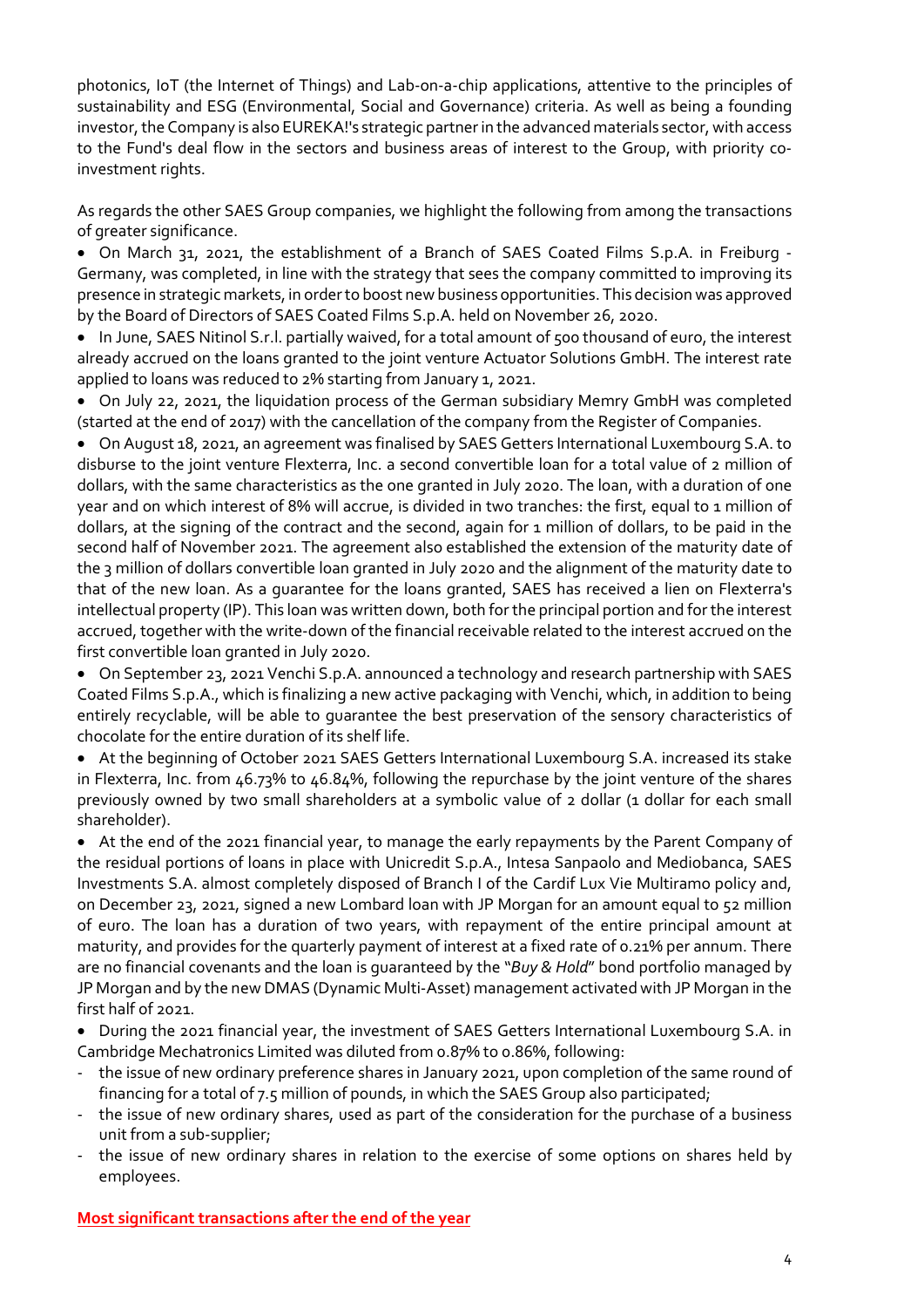photonics, IoT (the Internet of Things) and Lab-on-a-chip applications, attentive to the principles of sustainability and ESG (Environmental, Social and Governance) criteria. As well as being a founding investor, the Company is also EUREKA!'s strategic partner in the advanced materials sector, with access to the Fund's deal flow in the sectors and business areas of interest to the Group, with priority co-investment rights.

As regards the other SAES Group companies, we highlight the following from among the transactions of greater significance.

- On March 31, 2021, the establishment of a Branch of SAES Coated Films S.p.A. in Freiburg - Germany, was completed, in line with the strategy that sees the company committed to improving its presence in strategic markets, in order to boost new business opportunities. This decision was approved by the Board of Directors of SAES Coated Films S.p.A. held on November 26, 2020.
- In June, SAES Nitinol S.r.l. partially waived, for a total amount of 500 thousand of euro, the interest already accrued on the loans granted to the joint venture Actuator Solutions GmbH. The interest rate applied to loans was reduced to 2% starting from January 1, 2021.
- On July 22, 2021, the liquidation process of the German subsidiary Memry GmbH was completed (started at the end of 2017) with the cancellation of the company from the Register of Companies.
- On August 18, 2021, an agreement was finalised by SAES Getters International Luxembourg S.A. to disburse to the joint venture Flexterra, Inc. a second convertible loan for a total value of 2 million of dollars, with the same characteristics as the one granted in July 2020. The loan, with a duration of one year and on which interest of 8% will accrue, is divided in two tranches: the first, equal to 1 million of dollars, at the signing of the contract and the second, again for 1 million of dollars, to be paid in the second half of November 2021. The agreement also established the extension of the maturity date of the 3 million of dollars convertible loan granted in July 2020 and the alignment of the maturity date to that of the new loan. As a guarantee for the loans granted, SAES has received a lien on Flexterra's intellectual property (IP). This loan was written down, both for the principal portion and for the interest accrued, together with the write-down of the financial receivable related to the interest accrued on the first convertible loan granted in July 2020.
- On September 23, 2021 Venchi S.p.A. announced a technology and research partnership with SAES Coated Films S.p.A., which is finalizing a new active packaging with Venchi, which, in addition to being entirely recyclable, will be able to guarantee the best preservation of the sensory characteristics of chocolate for the entire duration of its shelf life.
- At the beginning of October 2021 SAES Getters International Luxembourg S.A. increased its stake in Flexterra, Inc. from 46.73% to 46.84%, following the repurchase by the joint venture of the shares previously owned by two small shareholders at a symbolic value of 2 dollar (1 dollar for each small shareholder).
- At the end of the 2021 financial year, to manage the early repayments by the Parent Company of the residual portions of loans in place with Unicredit S.p.A., Intesa Sanpaolo and Mediobanca, SAES Investments S.A. almost completely disposed of Branch I of the Cardif Lux Vie Multiramo policy and, on December 23, 2021, signed a new Lombard loan with JP Morgan for an amount equal to 52 million of euro. The loan has a duration of two years, with repayment of the entire principal amount at maturity, and provides for the quarterly payment of interest at a fixed rate of 0.21% per annum. There are no financial covenants and the loan is guaranteed by the "*Buy & Hold*" bond portfolio managed by JP Morgan and by the new DMAS (Dynamic Multi-Asset) management activated with JP Morgan in the first half of 2021.
- During the 2021 financial year, the investment of SAES Getters International Luxembourg S.A. in Cambridge Mechatronics Limited was diluted from 0.87% to 0.86%, following:
  - the issue of new ordinary preference shares in January 2021, upon completion of the same round of financing for a total of 7.5 million of pounds, in which the SAES Group also participated;
  - the issue of new ordinary shares, used as part of the consideration for the purchase of a business unit from a sub-supplier;
  - the issue of new ordinary shares in relation to the exercise of some options on shares held by employees.

**Most significant transactions after the end of the year**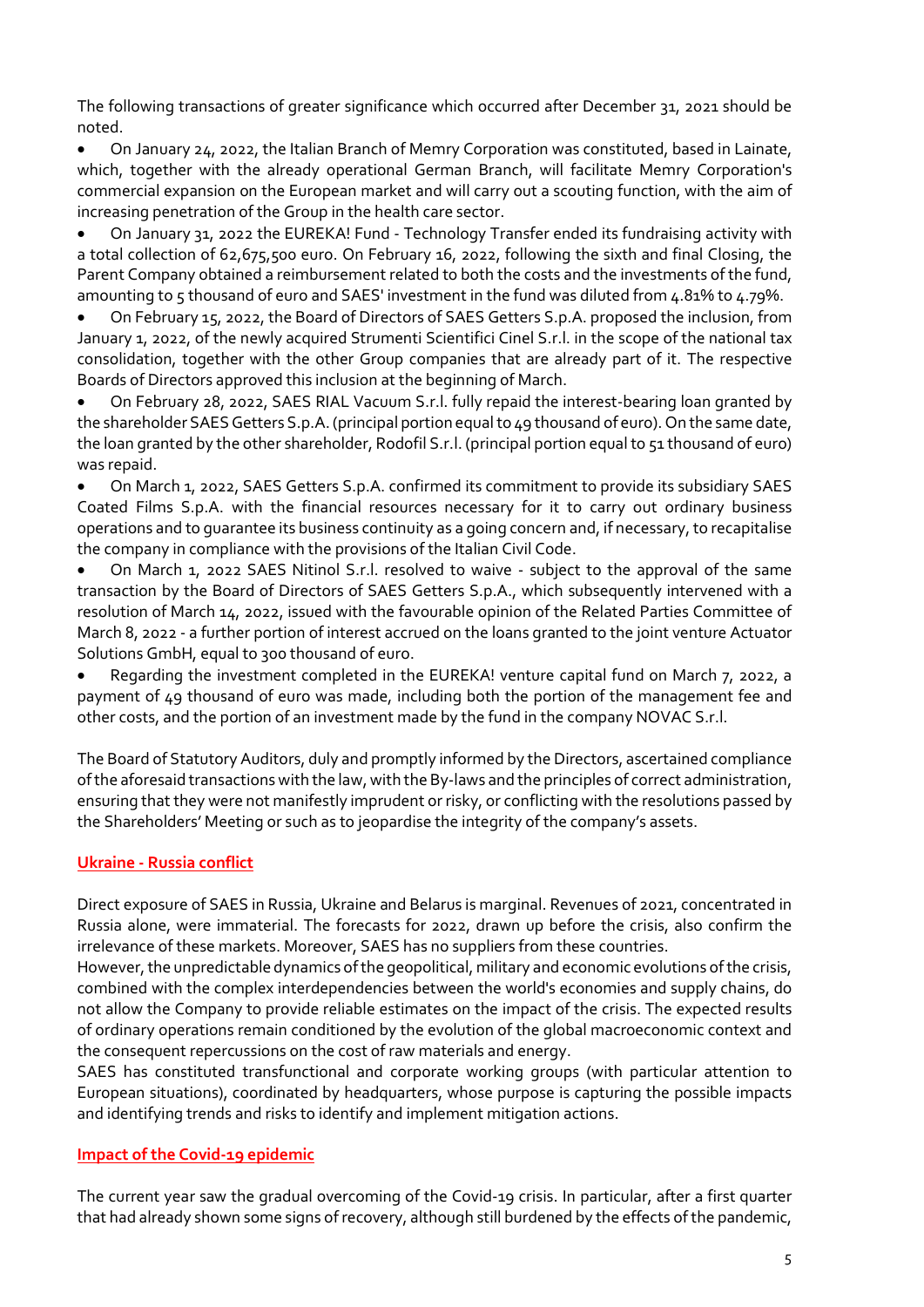The following transactions of greater significance which occurred after December 31, 2021 should be noted.

- On January 24, 2022, the Italian Branch of Memry Corporation was constituted, based in Lainate, which, together with the already operational German Branch, will facilitate Memry Corporation's commercial expansion on the European market and will carry out a scouting function, with the aim of increasing penetration of the Group in the health care sector.
- On January 31, 2022 the EUREKA! Fund - Technology Transfer ended its fundraising activity with a total collection of 62,675,500 euro. On February 16, 2022, following the sixth and final Closing, the Parent Company obtained a reimbursement related to both the costs and the investments of the fund, amounting to 5 thousand of euro and SAES' investment in the fund was diluted from 4.81% to 4.79%.
- On February 15, 2022, the Board of Directors of SAES Getters S.p.A. proposed the inclusion, from January 1, 2022, of the newly acquired Strumenti Scientifici Cinel S.r.l. in the scope of the national tax consolidation, together with the other Group companies that are already part of it. The respective Boards of Directors approved this inclusion at the beginning of March.
- On February 28, 2022, SAES RIAL Vacuum S.r.l. fully repaid the interest-bearing loan granted by the shareholder SAES Getters S.p.A. (principal portion equal to 49 thousand of euro). On the same date, the loan granted by the other shareholder, Rodofil S.r.l. (principal portion equal to 51 thousand of euro) was repaid.
- On March 1, 2022, SAES Getters S.p.A. confirmed its commitment to provide its subsidiary SAES Coated Films S.p.A. with the financial resources necessary for it to carry out ordinary business operations and to guarantee its business continuity as a going concern and, if necessary, to recapitalise the company in compliance with the provisions of the Italian Civil Code.
- On March 1, 2022 SAES Nitinol S.r.l. resolved to waive - subject to the approval of the same transaction by the Board of Directors of SAES Getters S.p.A., which subsequently intervened with a resolution of March 14, 2022, issued with the favourable opinion of the Related Parties Committee of March 8, 2022 - a further portion of interest accrued on the loans granted to the joint venture Actuator Solutions GmbH, equal to 300 thousand of euro.
- Regarding the investment completed in the EUREKA! venture capital fund on March 7, 2022, a payment of 49 thousand of euro was made, including both the portion of the management fee and other costs, and the portion of an investment made by the fund in the company NOVAC S.r.l.

The Board of Statutory Auditors, duly and promptly informed by the Directors, ascertained compliance of the aforesaid transactions with the law, with the By-laws and the principles of correct administration, ensuring that they were not manifestly imprudent or risky, or conflicting with the resolutions passed by the Shareholders' Meeting or such as to jeopardise the integrity of the company's assets.

## Ukraine - Russia conflict

Direct exposure of SAES in Russia, Ukraine and Belarus is marginal. Revenues of 2021, concentrated in Russia alone, were immaterial. The forecasts for 2022, drawn up before the crisis, also confirm the irrelevance of these markets. Moreover, SAES has no suppliers from these countries.

However, the unpredictable dynamics of the geopolitical, military and economic evolutions of the crisis, combined with the complex interdependencies between the world's economies and supply chains, do not allow the Company to provide reliable estimates on the impact of the crisis. The expected results of ordinary operations remain conditioned by the evolution of the global macroeconomic context and the consequent repercussions on the cost of raw materials and energy.

SAES has constituted transfunctional and corporate working groups (with particular attention to European situations), coordinated by headquarters, whose purpose is capturing the possible impacts and identifying trends and risks to identify and implement mitigation actions.

## Impact of the Covid-19 epidemic

The current year saw the gradual overcoming of the Covid-19 crisis. In particular, after a first quarter that had already shown some signs of recovery, although still burdened by the effects of the pandemic,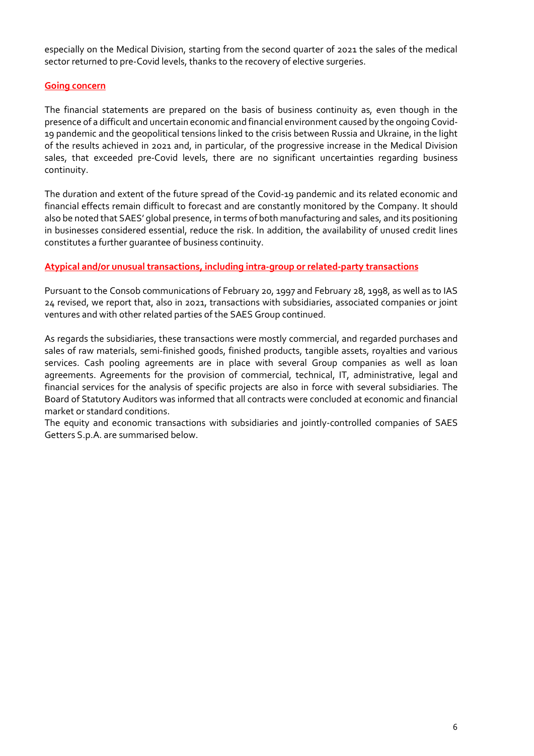especially on the Medical Division, starting from the second quarter of 2021 the sales of the medical sector returned to pre-Covid levels, thanks to the recovery of elective surgeries.

**Going concern**

The financial statements are prepared on the basis of business continuity as, even though in the presence of a difficult and uncertain economic and financial environment caused by the ongoing Covid-19 pandemic and the geopolitical tensions linked to the crisis between Russia and Ukraine, in the light of the results achieved in 2021 and, in particular, of the progressive increase in the Medical Division sales, that exceeded pre-Covid levels, there are no significant uncertainties regarding business continuity.

The duration and extent of the future spread of the Covid-19 pandemic and its related economic and financial effects remain difficult to forecast and are constantly monitored by the Company. It should also be noted that SAES' global presence, in terms of both manufacturing and sales, and its positioning in businesses considered essential, reduce the risk. In addition, the availability of unused credit lines constitutes a further guarantee of business continuity.

**Atypical and/or unusual transactions, including intra-group or related-party transactions**

Pursuant to the Consob communications of February 20, 1997 and February 28, 1998, as well as to IAS 24 revised, we report that, also in 2021, transactions with subsidiaries, associated companies or joint ventures and with other related parties of the SAES Group continued.

As regards the subsidiaries, these transactions were mostly commercial, and regarded purchases and sales of raw materials, semi-finished goods, finished products, tangible assets, royalties and various services. Cash pooling agreements are in place with several Group companies as well as loan agreements. Agreements for the provision of commercial, technical, IT, administrative, legal and financial services for the analysis of specific projects are also in force with several subsidiaries. The Board of Statutory Auditors was informed that all contracts were concluded at economic and financial market or standard conditions.
The equity and economic transactions with subsidiaries and jointly-controlled companies of SAES Getters S.p.A. are summarised below.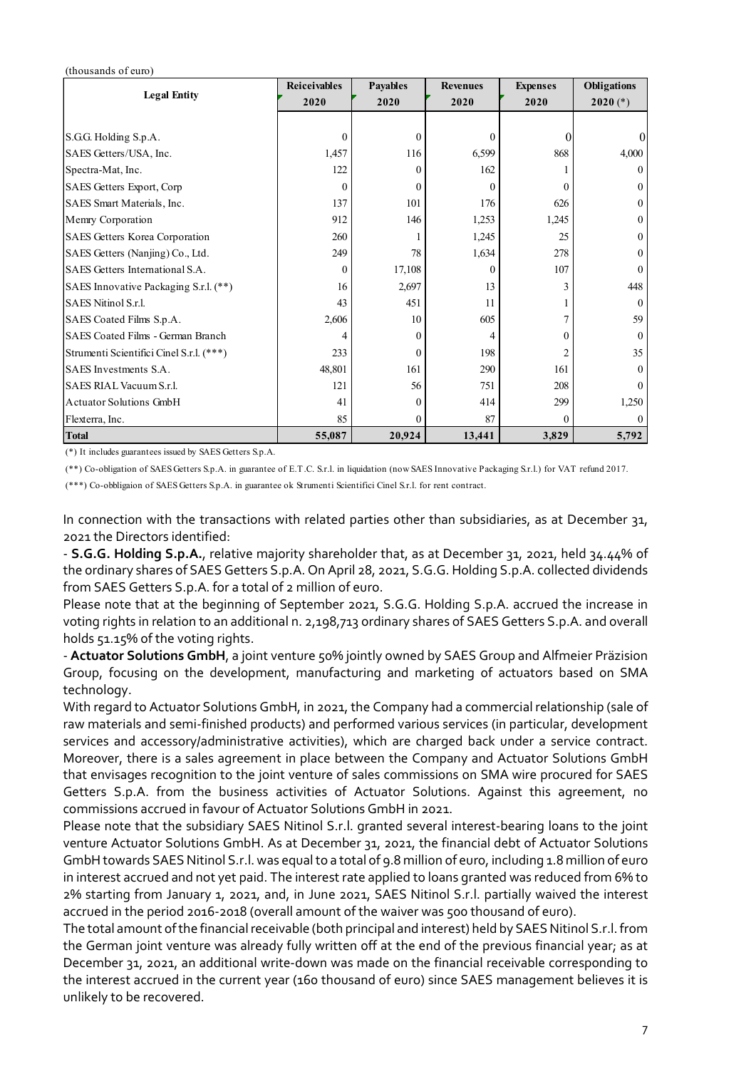(thousands of euro)

| Legal Entity | Reiceivables 2020 | Payables 2020 | Revenues 2020 | Expenses 2020 | Obligations 2020 (*) |
|---|---|---|---|---|---|
| S.G.G. Holding S.p.A. | 0 | 0 | 0 | 0 | 0 |
| SAES Getters/USA, Inc. | 1,457 | 116 | 6,599 | 868 | 4,000 |
| Spectra-Mat, Inc. | 122 | 0 | 162 | 1 | 0 |
| SAES Getters Export, Corp | 0 | 0 | 0 | 0 | 0 |
| SAES Smart Materials, Inc. | 137 | 101 | 176 | 626 | 0 |
| Memry Corporation | 912 | 146 | 1,253 | 1,245 | 0 |
| SAES Getters Korea Corporation | 260 | 1 | 1,245 | 25 | 0 |
| SAES Getters (Nanjing) Co., Ltd. | 249 | 78 | 1,634 | 278 | 0 |
| SAES Getters International S.A. | 0 | 17,108 | 0 | 107 | 0 |
| SAES Innovative Packaging S.r.l. (**) | 16 | 2,697 | 13 | 3 | 448 |
| SAES Nitinol S.r.l. | 43 | 451 | 11 | 1 | 0 |
| SAES Coated Films S.p.A. | 2,606 | 10 | 605 | 7 | 59 |
| SAES Coated Films - German Branch | 4 | 0 | 4 | 0 | 0 |
| Strumenti Scientifici Cinel S.r.l. (***) | 233 | 0 | 198 | 2 | 35 |
| SAES Investments S.A. | 48,801 | 161 | 290 | 161 | 0 |
| SAES RIAL Vacuum S.r.l. | 121 | 56 | 751 | 208 | 0 |
| Actuator Solutions GmbH | 41 | 0 | 414 | 299 | 1,250 |
| Flexterra, Inc. | 85 | 0 | 87 | 0 | 0 |
| **Total** | **55,087** | **20,924** | **13,441** | **3,829** | **5,792** |

(*) It includes guarantees issued by SAES Getters S.p.A.

(**) Co-obligation of SAES Getters S.p.A. in guarantee of E.T.C. S.r.l. in liquidation (now SAES Innovative Packaging S.r.l.) for VAT refund 2017.

(***) Co-obbligaion of SAES Getters S.p.A. in guarantee ok Strumenti Scientifici Cinel S.r.l. for rent contract.

In connection with the transactions with related parties other than subsidiaries, as at December 31, 2021 the Directors identified:

- **S.G.G. Holding S.p.A.**, relative majority shareholder that, as at December 31, 2021, held 34.44% of the ordinary shares of SAES Getters S.p.A. On April 28, 2021, S.G.G. Holding S.p.A. collected dividends from SAES Getters S.p.A. for a total of 2 million of euro.

Please note that at the beginning of September 2021, S.G.G. Holding S.p.A. accrued the increase in voting rights in relation to an additional n. 2,198,713 ordinary shares of SAES Getters S.p.A. and overall holds 51.15% of the voting rights.

- **Actuator Solutions GmbH**, a joint venture 50% jointly owned by SAES Group and Alfmeier Präzision Group, focusing on the development, manufacturing and marketing of actuators based on SMA technology.

With regard to Actuator Solutions GmbH, in 2021, the Company had a commercial relationship (sale of raw materials and semi-finished products) and performed various services (in particular, development services and accessory/administrative activities), which are charged back under a service contract. Moreover, there is a sales agreement in place between the Company and Actuator Solutions GmbH that envisages recognition to the joint venture of sales commissions on SMA wire procured for SAES Getters S.p.A. from the business activities of Actuator Solutions. Against this agreement, no commissions accrued in favour of Actuator Solutions GmbH in 2021.

Please note that the subsidiary SAES Nitinol S.r.l. granted several interest-bearing loans to the joint venture Actuator Solutions GmbH. As at December 31, 2021, the financial debt of Actuator Solutions GmbH towards SAES Nitinol S.r.l. was equal to a total of 9.8 million of euro, including 1.8 million of euro in interest accrued and not yet paid. The interest rate applied to loans granted was reduced from 6% to 2% starting from January 1, 2021, and, in June 2021, SAES Nitinol S.r.l. partially waived the interest accrued in the period 2016-2018 (overall amount of the waiver was 500 thousand of euro).

The total amount of the financial receivable (both principal and interest) held by SAES Nitinol S.r.l. from the German joint venture was already fully written off at the end of the previous financial year; as at December 31, 2021, an additional write-down was made on the financial receivable corresponding to the interest accrued in the current year (160 thousand of euro) since SAES management believes it is unlikely to be recovered.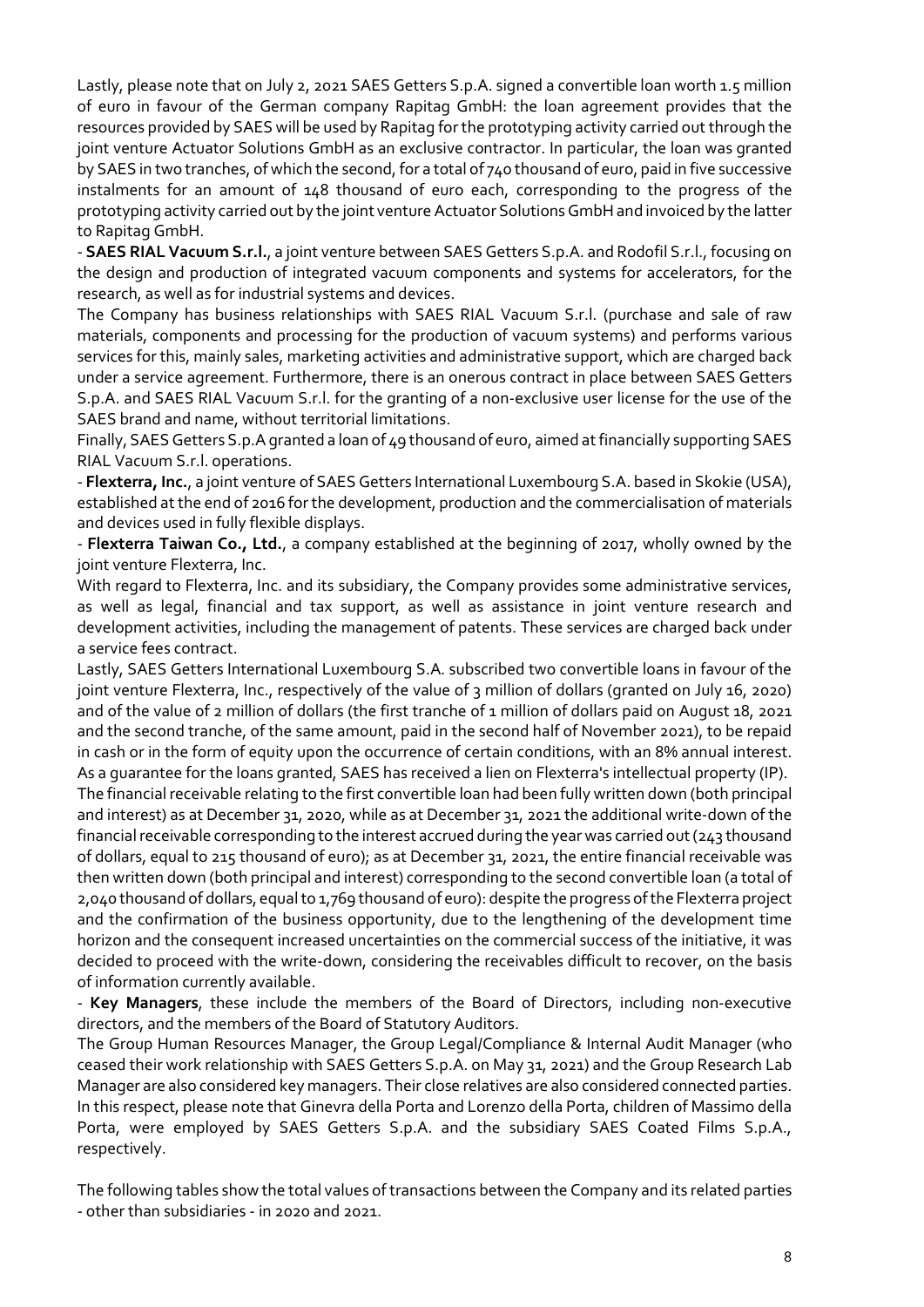Lastly, please note that on July 2, 2021 SAES Getters S.p.A. signed a convertible loan worth 1.5 million of euro in favour of the German company Rapitag GmbH: the loan agreement provides that the resources provided by SAES will be used by Rapitag for the prototyping activity carried out through the joint venture Actuator Solutions GmbH as an exclusive contractor. In particular, the loan was granted by SAES in two tranches, of which the second, for a total of 740 thousand of euro, paid in five successive instalments for an amount of 148 thousand of euro each, corresponding to the progress of the prototyping activity carried out by the joint venture Actuator Solutions GmbH and invoiced by the latter to Rapitag GmbH.

- **SAES RIAL Vacuum S.r.l.**, a joint venture between SAES Getters S.p.A. and Rodofil S.r.l., focusing on the design and production of integrated vacuum components and systems for accelerators, for the research, as well as for industrial systems and devices.

The Company has business relationships with SAES RIAL Vacuum S.r.l. (purchase and sale of raw materials, components and processing for the production of vacuum systems) and performs various services for this, mainly sales, marketing activities and administrative support, which are charged back under a service agreement. Furthermore, there is an onerous contract in place between SAES Getters S.p.A. and SAES RIAL Vacuum S.r.l. for the granting of a non-exclusive user license for the use of the SAES brand and name, without territorial limitations.

Finally, SAES Getters S.p.A granted a loan of 49 thousand of euro, aimed at financially supporting SAES RIAL Vacuum S.r.l. operations.

- **Flexterra, Inc.**, a joint venture of SAES Getters International Luxembourg S.A. based in Skokie (USA), established at the end of 2016 for the development, production and the commercialisation of materials and devices used in fully flexible displays.

- **Flexterra Taiwan Co., Ltd.**, a company established at the beginning of 2017, wholly owned by the joint venture Flexterra, Inc.

With regard to Flexterra, Inc. and its subsidiary, the Company provides some administrative services, as well as legal, financial and tax support, as well as assistance in joint venture research and development activities, including the management of patents. These services are charged back under a service fees contract.

Lastly, SAES Getters International Luxembourg S.A. subscribed two convertible loans in favour of the joint venture Flexterra, Inc., respectively of the value of 3 million of dollars (granted on July 16, 2020) and of the value of 2 million of dollars (the first tranche of 1 million of dollars paid on August 18, 2021 and the second tranche, of the same amount, paid in the second half of November 2021), to be repaid in cash or in the form of equity upon the occurrence of certain conditions, with an 8% annual interest. As a guarantee for the loans granted, SAES has received a lien on Flexterra's intellectual property (IP).

The financial receivable relating to the first convertible loan had been fully written down (both principal and interest) as at December 31, 2020, while as at December 31, 2021 the additional write-down of the financial receivable corresponding to the interest accrued during the year was carried out (243 thousand of dollars, equal to 215 thousand of euro); as at December 31, 2021, the entire financial receivable was then written down (both principal and interest) corresponding to the second convertible loan (a total of 2,040 thousand of dollars, equal to 1,769 thousand of euro): despite the progress of the Flexterra project and the confirmation of the business opportunity, due to the lengthening of the development time horizon and the consequent increased uncertainties on the commercial success of the initiative, it was decided to proceed with the write-down, considering the receivables difficult to recover, on the basis of information currently available.

- **Key Managers**, these include the members of the Board of Directors, including non-executive directors, and the members of the Board of Statutory Auditors.

The Group Human Resources Manager, the Group Legal/Compliance & Internal Audit Manager (who ceased their work relationship with SAES Getters S.p.A. on May 31, 2021) and the Group Research Lab Manager are also considered key managers. Their close relatives are also considered connected parties. In this respect, please note that Ginevra della Porta and Lorenzo della Porta, children of Massimo della Porta, were employed by SAES Getters S.p.A. and the subsidiary SAES Coated Films S.p.A., respectively.

The following tables show the total values of transactions between the Company and its related parties - other than subsidiaries - in 2020 and 2021.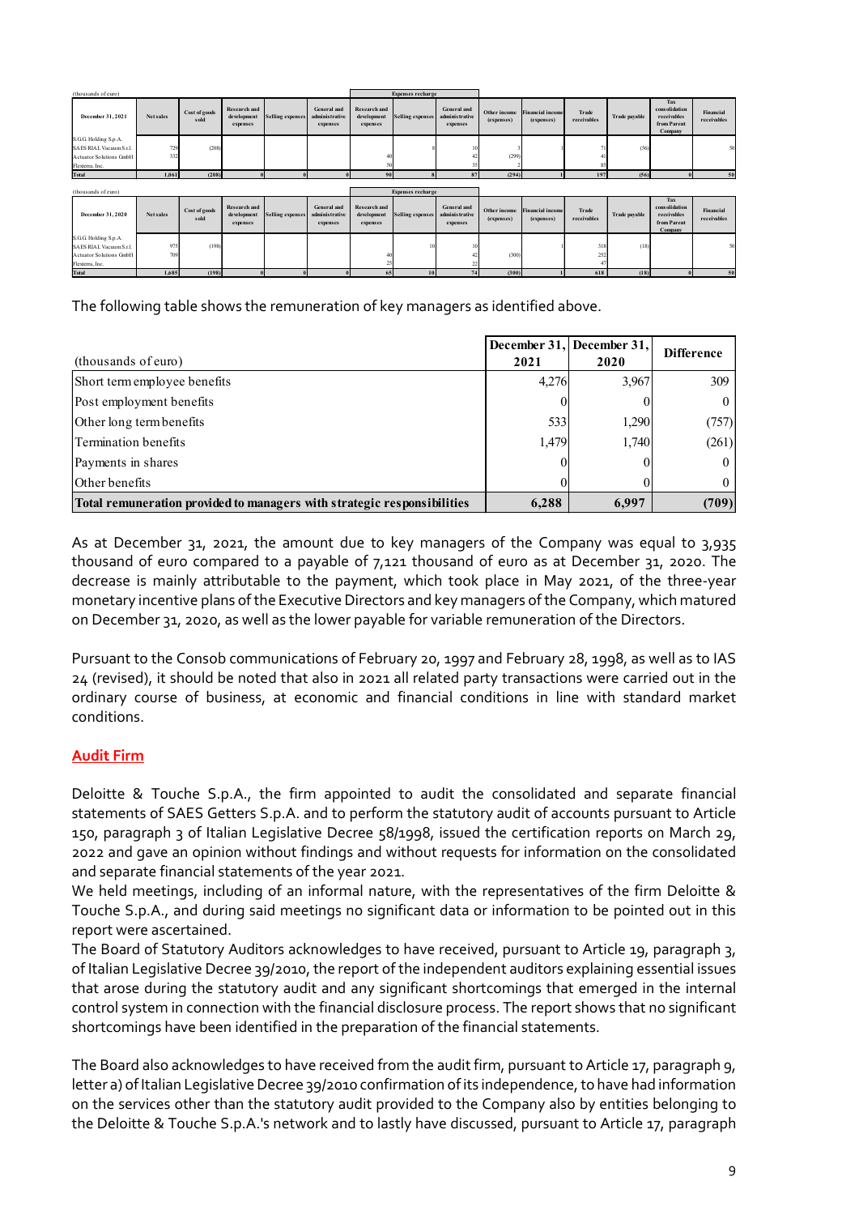| (thousands of euro) | | | | | | Expenses recharge | | | | | | | | |
|---|---|---|---|---|---|---|---|---|---|---|---|---|---|---|
| December 31, 2021 | Net sales | Cost of goods sold | Research and development expenses | Selling expenses | General and administrative expenses | Research and development expenses | Selling expenses | General and administrative expenses | Other income (expenses) | Financial income (expenses) | Trade receivables | Trade payable | Tax consolidation receivables from Parent Company | Financial receivables |
| S.G.G. Holding S.p.A. | | | | | | | | | | | | | | |
| SAES RIAL Vacuum S.r.l. | 729 | (208) | | | | | 8 | 10 | 3 | 1 | 71 | (56) | | 50 |
| Actuator Solutions GmbH | 332 | | | | | 40 | | 42 | (299) | | 41 | | | |
| Flexterra, Inc. | | | | | | 50 | | 35 | 2 | | 85 | | | |
| Total | 1,061 | (208) | 0 | 0 | 0 | 90 | 8 | 87 | (294) | 1 | 197 | (56) | 0 | 50 |

| (thousands of euro) | | | | | | Expenses recharge | | | | | | | | |
|---|---|---|---|---|---|---|---|---|---|---|---|---|---|---|
| December 31, 2020 | Net sales | Cost of goods sold | Research and development expenses | Selling expenses | General and administrative expenses | Research and development expenses | Selling expenses | General and administrative expenses | Other income (expenses) | Financial income (expenses) | Trade receivables | Trade payable | Tax consolidation receivables from Parent Company | Financial receivables |
| S.G.G. Holding S.p.A. | | | | | | | | | | | | | | |
| SAES RIAL Vacuum S.r.l. | 975 | (198) | | | | | 10 | 10 | | 1 | 318 | (18) | | 50 |
| Actuator Solutions GmbH | 709 | | | | | 40 | | 42 | (300) | | 252 | | | |
| Flexterra, Inc. | | | | | | 25 | | 22 | | | 47 | | | |
| Total | 1,685 | (198) | 0 | 0 | 0 | 65 | 10 | 74 | (300) | 1 | 618 | (18) | 0 | 50 |

The following table shows the remuneration of key managers as identified above.

| (thousands of euro) | December 31, 2021 | December 31, 2020 | Difference |
|---|---|---|---|
| Short term employee benefits | 4,276 | 3,967 | 309 |
| Post employment benefits | 0 | 0 | 0 |
| Other long term benefits | 533 | 1,290 | (757) |
| Termination benefits | 1,479 | 1,740 | (261) |
| Payments in shares | 0 | 0 | 0 |
| Other benefits | 0 | 0 | 0 |
| **Total remuneration provided to managers with strategic responsibilities** | **6,288** | **6,997** | **(709)** |

As at December 31, 2021, the amount due to key managers of the Company was equal to 3,935 thousand of euro compared to a payable of 7,121 thousand of euro as at December 31, 2020. The decrease is mainly attributable to the payment, which took place in May 2021, of the three-year monetary incentive plans of the Executive Directors and key managers of the Company, which matured on December 31, 2020, as well as the lower payable for variable remuneration of the Directors.

Pursuant to the Consob communications of February 20, 1997 and February 28, 1998, as well as to IAS 24 (revised), it should be noted that also in 2021 all related party transactions were carried out in the ordinary course of business, at economic and financial conditions in line with standard market conditions.

## Audit Firm

Deloitte & Touche S.p.A., the firm appointed to audit the consolidated and separate financial statements of SAES Getters S.p.A. and to perform the statutory audit of accounts pursuant to Article 150, paragraph 3 of Italian Legislative Decree 58/1998, issued the certification reports on March 29, 2022 and gave an opinion without findings and without requests for information on the consolidated and separate financial statements of the year 2021.
We held meetings, including of an informal nature, with the representatives of the firm Deloitte & Touche S.p.A., and during said meetings no significant data or information to be pointed out in this report were ascertained.
The Board of Statutory Auditors acknowledges to have received, pursuant to Article 19, paragraph 3, of Italian Legislative Decree 39/2010, the report of the independent auditors explaining essential issues that arose during the statutory audit and any significant shortcomings that emerged in the internal control system in connection with the financial disclosure process. The report shows that no significant shortcomings have been identified in the preparation of the financial statements.

The Board also acknowledges to have received from the audit firm, pursuant to Article 17, paragraph 9, letter a) of Italian Legislative Decree 39/2010 confirmation of its independence, to have had information on the services other than the statutory audit provided to the Company also by entities belonging to the Deloitte & Touche S.p.A.'s network and to lastly have discussed, pursuant to Article 17, paragraph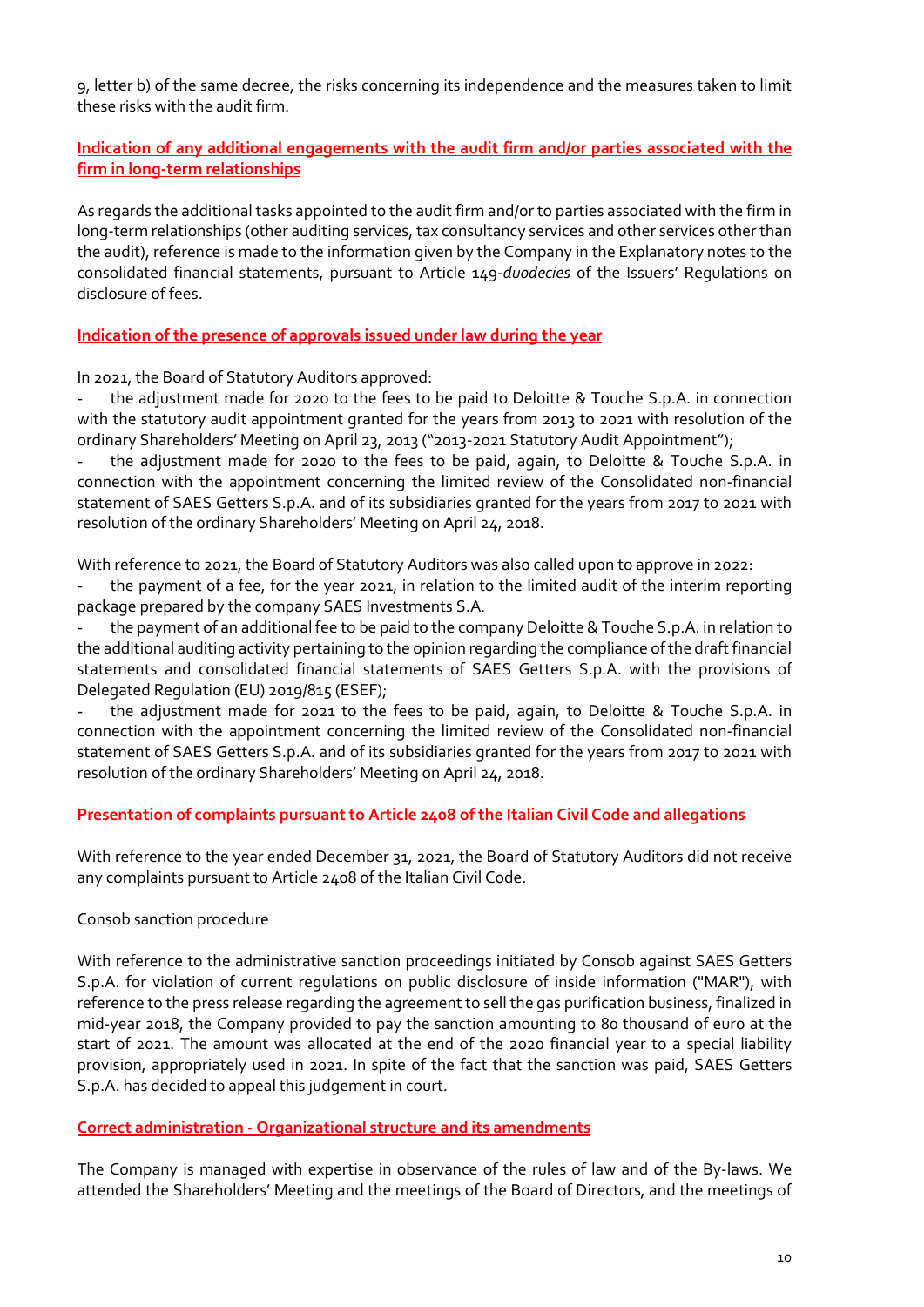9, letter b) of the same decree, the risks concerning its independence and the measures taken to limit these risks with the audit firm.

## Indication of any additional engagements with the audit firm and/or parties associated with the firm in long-term relationships

As regards the additional tasks appointed to the audit firm and/or to parties associated with the firm in long-term relationships (other auditing services, tax consultancy services and other services other than the audit), reference is made to the information given by the Company in the Explanatory notes to the consolidated financial statements, pursuant to Article 149-*duodecies* of the Issuers' Regulations on disclosure of fees.

## Indication of the presence of approvals issued under law during the year

In 2021, the Board of Statutory Auditors approved:

- the adjustment made for 2020 to the fees to be paid to Deloitte & Touche S.p.A. in connection with the statutory audit appointment granted for the years from 2013 to 2021 with resolution of the ordinary Shareholders' Meeting on April 23, 2013 ("2013-2021 Statutory Audit Appointment");
- the adjustment made for 2020 to the fees to be paid, again, to Deloitte & Touche S.p.A. in connection with the appointment concerning the limited review of the Consolidated non-financial statement of SAES Getters S.p.A. and of its subsidiaries granted for the years from 2017 to 2021 with resolution of the ordinary Shareholders' Meeting on April 24, 2018.

With reference to 2021, the Board of Statutory Auditors was also called upon to approve in 2022:

- the payment of a fee, for the year 2021, in relation to the limited audit of the interim reporting package prepared by the company SAES Investments S.A.
- the payment of an additional fee to be paid to the company Deloitte & Touche S.p.A. in relation to the additional auditing activity pertaining to the opinion regarding the compliance of the draft financial statements and consolidated financial statements of SAES Getters S.p.A. with the provisions of Delegated Regulation (EU) 2019/815 (ESEF);
- the adjustment made for 2021 to the fees to be paid, again, to Deloitte & Touche S.p.A. in connection with the appointment concerning the limited review of the Consolidated non-financial statement of SAES Getters S.p.A. and of its subsidiaries granted for the years from 2017 to 2021 with resolution of the ordinary Shareholders' Meeting on April 24, 2018.

## Presentation of complaints pursuant to Article 2408 of the Italian Civil Code and allegations

With reference to the year ended December 31, 2021, the Board of Statutory Auditors did not receive any complaints pursuant to Article 2408 of the Italian Civil Code.

Consob sanction procedure

With reference to the administrative sanction proceedings initiated by Consob against SAES Getters S.p.A. for violation of current regulations on public disclosure of inside information ("MAR"), with reference to the press release regarding the agreement to sell the gas purification business, finalized in mid-year 2018, the Company provided to pay the sanction amounting to 80 thousand of euro at the start of 2021. The amount was allocated at the end of the 2020 financial year to a special liability provision, appropriately used in 2021. In spite of the fact that the sanction was paid, SAES Getters S.p.A. has decided to appeal this judgement in court.

## Correct administration - Organizational structure and its amendments

The Company is managed with expertise in observance of the rules of law and of the By-laws. We attended the Shareholders' Meeting and the meetings of the Board of Directors, and the meetings of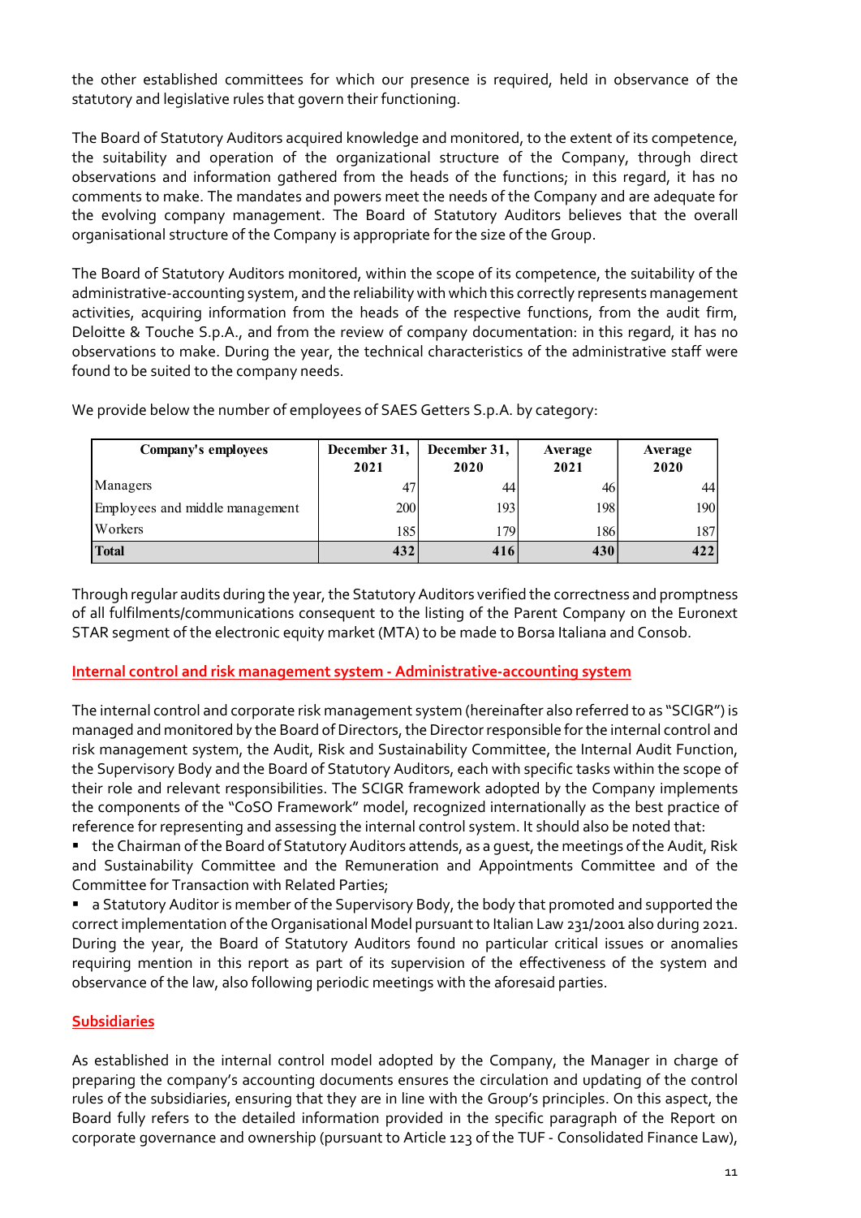the other established committees for which our presence is required, held in observance of the statutory and legislative rules that govern their functioning.

The Board of Statutory Auditors acquired knowledge and monitored, to the extent of its competence, the suitability and operation of the organizational structure of the Company, through direct observations and information gathered from the heads of the functions; in this regard, it has no comments to make. The mandates and powers meet the needs of the Company and are adequate for the evolving company management. The Board of Statutory Auditors believes that the overall organisational structure of the Company is appropriate for the size of the Group.

The Board of Statutory Auditors monitored, within the scope of its competence, the suitability of the administrative-accounting system, and the reliability with which this correctly represents management activities, acquiring information from the heads of the respective functions, from the audit firm, Deloitte & Touche S.p.A., and from the review of company documentation: in this regard, it has no observations to make. During the year, the technical characteristics of the administrative staff were found to be suited to the company needs.

We provide below the number of employees of SAES Getters S.p.A. by category:

| Company's employees | December 31, 2021 | December 31, 2020 | Average 2021 | Average 2020 |
|---|---|---|---|---|
| Managers | 47 | 44 | 46 | 44 |
| Employees and middle management | 200 | 193 | 198 | 190 |
| Workers | 185 | 179 | 186 | 187 |
| **Total** | **432** | **416** | **430** | **422** |

Through regular audits during the year, the Statutory Auditors verified the correctness and promptness of all fulfilments/communications consequent to the listing of the Parent Company on the Euronext STAR segment of the electronic equity market (MTA) to be made to Borsa Italiana and Consob.

## Internal control and risk management system - Administrative-accounting system

The internal control and corporate risk management system (hereinafter also referred to as "SCIGR") is managed and monitored by the Board of Directors, the Director responsible for the internal control and risk management system, the Audit, Risk and Sustainability Committee, the Internal Audit Function, the Supervisory Body and the Board of Statutory Auditors, each with specific tasks within the scope of their role and relevant responsibilities. The SCIGR framework adopted by the Company implements the components of the "CoSO Framework" model, recognized internationally as the best practice of reference for representing and assessing the internal control system. It should also be noted that:

- the Chairman of the Board of Statutory Auditors attends, as a guest, the meetings of the Audit, Risk and Sustainability Committee and the Remuneration and Appointments Committee and of the Committee for Transaction with Related Parties;
- a Statutory Auditor is member of the Supervisory Body, the body that promoted and supported the correct implementation of the Organisational Model pursuant to Italian Law 231/2001 also during 2021. During the year, the Board of Statutory Auditors found no particular critical issues or anomalies requiring mention in this report as part of its supervision of the effectiveness of the system and observance of the law, also following periodic meetings with the aforesaid parties.

## Subsidiaries

As established in the internal control model adopted by the Company, the Manager in charge of preparing the company's accounting documents ensures the circulation and updating of the control rules of the subsidiaries, ensuring that they are in line with the Group's principles. On this aspect, the Board fully refers to the detailed information provided in the specific paragraph of the Report on corporate governance and ownership (pursuant to Article 123 of the TUF - Consolidated Finance Law),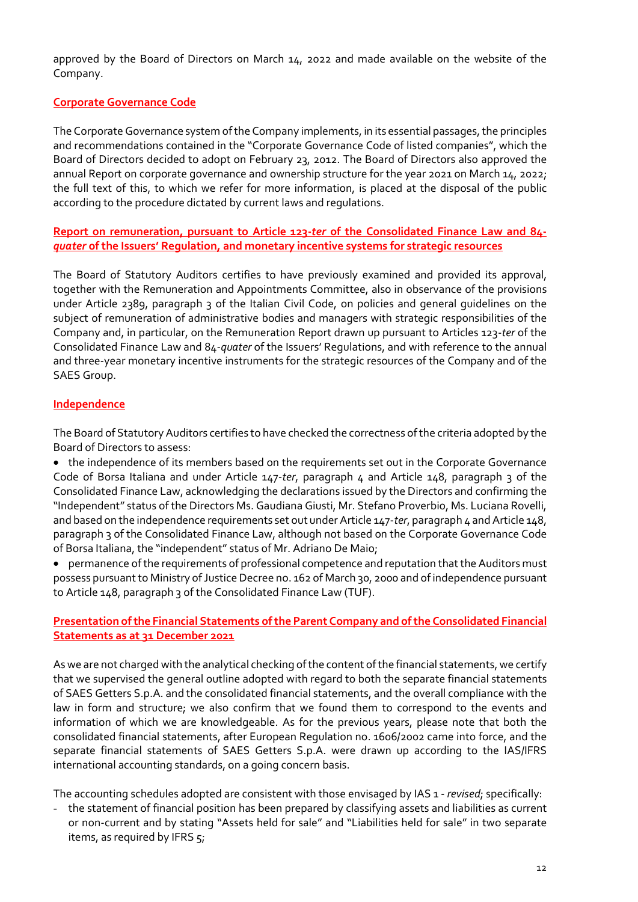approved by the Board of Directors on March 14, 2022 and made available on the website of the Company.

## Corporate Governance Code

The Corporate Governance system of the Company implements, in its essential passages, the principles and recommendations contained in the "Corporate Governance Code of listed companies", which the Board of Directors decided to adopt on February 23, 2012. The Board of Directors also approved the annual Report on corporate governance and ownership structure for the year 2021 on March 14, 2022; the full text of this, to which we refer for more information, is placed at the disposal of the public according to the procedure dictated by current laws and regulations.

## Report on remuneration, pursuant to Article 123-*ter* of the Consolidated Finance Law and 84-*quater* of the Issuers' Regulation, and monetary incentive systems for strategic resources

The Board of Statutory Auditors certifies to have previously examined and provided its approval, together with the Remuneration and Appointments Committee, also in observance of the provisions under Article 2389, paragraph 3 of the Italian Civil Code, on policies and general guidelines on the subject of remuneration of administrative bodies and managers with strategic responsibilities of the Company and, in particular, on the Remuneration Report drawn up pursuant to Articles 123-*ter* of the Consolidated Finance Law and 84-*quater* of the Issuers' Regulations, and with reference to the annual and three-year monetary incentive instruments for the strategic resources of the Company and of the SAES Group.

## Independence

The Board of Statutory Auditors certifies to have checked the correctness of the criteria adopted by the Board of Directors to assess:

- the independence of its members based on the requirements set out in the Corporate Governance Code of Borsa Italiana and under Article 147-*ter*, paragraph 4 and Article 148, paragraph 3 of the Consolidated Finance Law, acknowledging the declarations issued by the Directors and confirming the "Independent" status of the Directors Ms. Gaudiana Giusti, Mr. Stefano Proverbio, Ms. Luciana Rovelli, and based on the independence requirements set out under Article 147-*ter*, paragraph 4 and Article 148, paragraph 3 of the Consolidated Finance Law, although not based on the Corporate Governance Code of Borsa Italiana, the "independent" status of Mr. Adriano De Maio;
- permanence of the requirements of professional competence and reputation that the Auditors must possess pursuant to Ministry of Justice Decree no. 162 of March 30, 2000 and of independence pursuant to Article 148, paragraph 3 of the Consolidated Finance Law (TUF).

## Presentation of the Financial Statements of the Parent Company and of the Consolidated Financial Statements as at 31 December 2021

As we are not charged with the analytical checking of the content of the financial statements, we certify that we supervised the general outline adopted with regard to both the separate financial statements of SAES Getters S.p.A. and the consolidated financial statements, and the overall compliance with the law in form and structure; we also confirm that we found them to correspond to the events and information of which we are knowledgeable. As for the previous years, please note that both the consolidated financial statements, after European Regulation no. 1606/2002 came into force, and the separate financial statements of SAES Getters S.p.A. were drawn up according to the IAS/IFRS international accounting standards, on a going concern basis.

The accounting schedules adopted are consistent with those envisaged by IAS 1 - *revised*; specifically:

- the statement of financial position has been prepared by classifying assets and liabilities as current or non-current and by stating "Assets held for sale" and "Liabilities held for sale" in two separate items, as required by IFRS 5;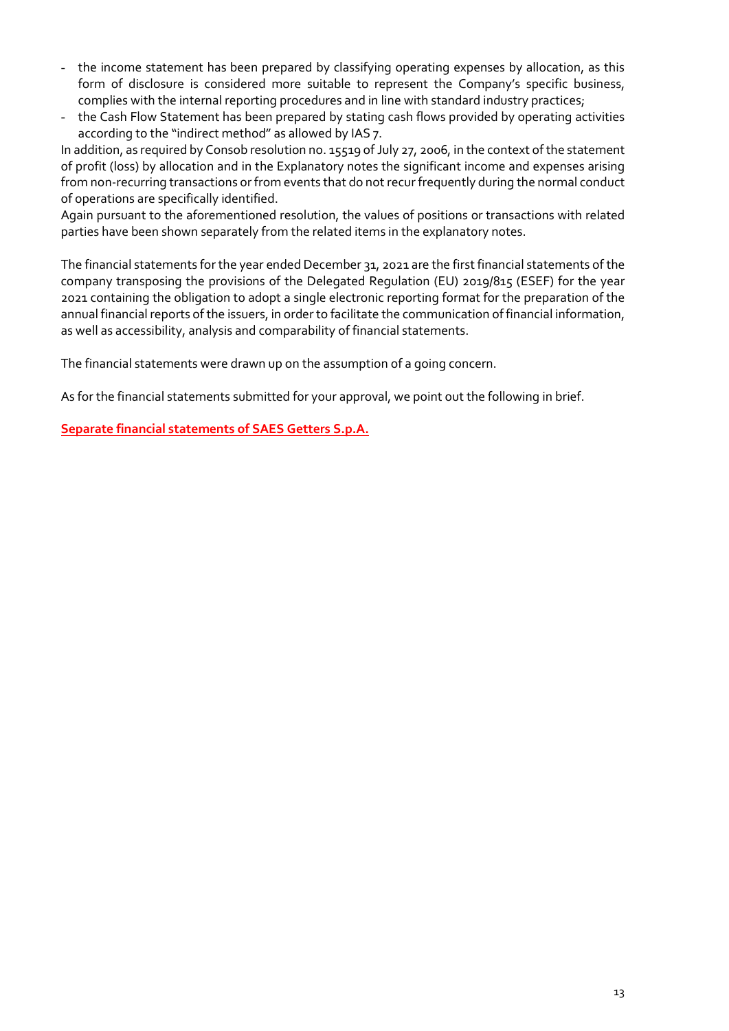- the income statement has been prepared by classifying operating expenses by allocation, as this form of disclosure is considered more suitable to represent the Company's specific business, complies with the internal reporting procedures and in line with standard industry practices;
- the Cash Flow Statement has been prepared by stating cash flows provided by operating activities according to the "indirect method" as allowed by IAS 7.

In addition, as required by Consob resolution no. 15519 of July 27, 2006, in the context of the statement of profit (loss) by allocation and in the Explanatory notes the significant income and expenses arising from non-recurring transactions or from events that do not recur frequently during the normal conduct of operations are specifically identified.
Again pursuant to the aforementioned resolution, the values of positions or transactions with related parties have been shown separately from the related items in the explanatory notes.

The financial statements for the year ended December 31, 2021 are the first financial statements of the company transposing the provisions of the Delegated Regulation (EU) 2019/815 (ESEF) for the year 2021 containing the obligation to adopt a single electronic reporting format for the preparation of the annual financial reports of the issuers, in order to facilitate the communication of financial information, as well as accessibility, analysis and comparability of financial statements.

The financial statements were drawn up on the assumption of a going concern.

As for the financial statements submitted for your approval, we point out the following in brief.

**Separate financial statements of SAES Getters S.p.A.**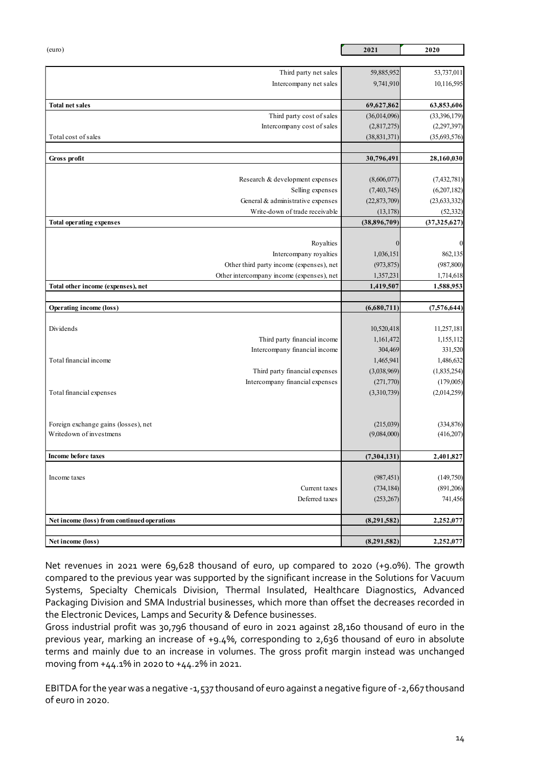| (euro) | 2021 | 2020 |
|---|---|---|
| Third party net sales | 59,885,952 | 53,737,011 |
| Intercompany net sales | 9,741,910 | 10,116,595 |
| **Total net sales** | **69,627,862** | **63,853,606** |
| Third party cost of sales | (36,014,096) | (33,396,179) |
| Intercompany cost of sales | (2,817,275) | (2,297,397) |
| Total cost of sales | (38,831,371) | (35,693,576) |
| **Gross profit** | **30,796,491** | **28,160,030** |
| Research & development expenses | (8,606,077) | (7,432,781) |
| Selling expenses | (7,403,745) | (6,207,182) |
| General & administrative expenses | (22,873,709) | (23,633,332) |
| Write-down of trade receivable | (13,178) | (52,332) |
| **Total operating expenses** | **(38,896,709)** | **(37,325,627)** |
| Royalties | 0 | 0 |
| Intercompany royalties | 1,036,151 | 862,135 |
| Other third party income (expenses), net | (973,875) | (987,800) |
| Other intercompany income (expenses), net | 1,357,231 | 1,714,618 |
| **Total other income (expenses), net** | **1,419,507** | **1,588,953** |
| **Operating income (loss)** | **(6,680,711)** | **(7,576,644)** |
| Dividends | 10,520,418 | 11,257,181 |
| Third party financial income | 1,161,472 | 1,155,112 |
| Intercompany financial income | 304,469 | 331,520 |
| Total financial income | 1,465,941 | 1,486,632 |
| Third party financial expenses | (3,038,969) | (1,835,254) |
| Intercompany financial expenses | (271,770) | (179,005) |
| Total financial expenses | (3,310,739) | (2,014,259) |
| Foreign exchange gains (losses), net | (215,039) | (334,876) |
| Writedown of investmens | (9,084,000) | (416,207) |
| **Income before taxes** | **(7,304,131)** | **2,401,827** |
| Income taxes | (987,451) | (149,750) |
| Current taxes | (734,184) | (891,206) |
| Deferred taxes | (253,267) | 741,456 |
| **Net income (loss) from continued operations** | **(8,291,582)** | **2,252,077** |
| **Net income (loss)** | **(8,291,582)** | **2,252,077** |

Net revenues in 2021 were 69,628 thousand of euro, up compared to 2020 (+9.0%). The growth compared to the previous year was supported by the significant increase in the Solutions for Vacuum Systems, Specialty Chemicals Division, Thermal Insulated, Healthcare Diagnostics, Advanced Packaging Division and SMA Industrial businesses, which more than offset the decreases recorded in the Electronic Devices, Lamps and Security & Defence businesses.
Gross industrial profit was 30,796 thousand of euro in 2021 against 28,160 thousand of euro in the previous year, marking an increase of +9.4%, corresponding to 2,636 thousand of euro in absolute terms and mainly due to an increase in volumes. The gross profit margin instead was unchanged moving from +44.1% in 2020 to +44.2% in 2021.

EBITDA for the year was a negative -1,537 thousand of euro against a negative figure of -2,667 thousand of euro in 2020.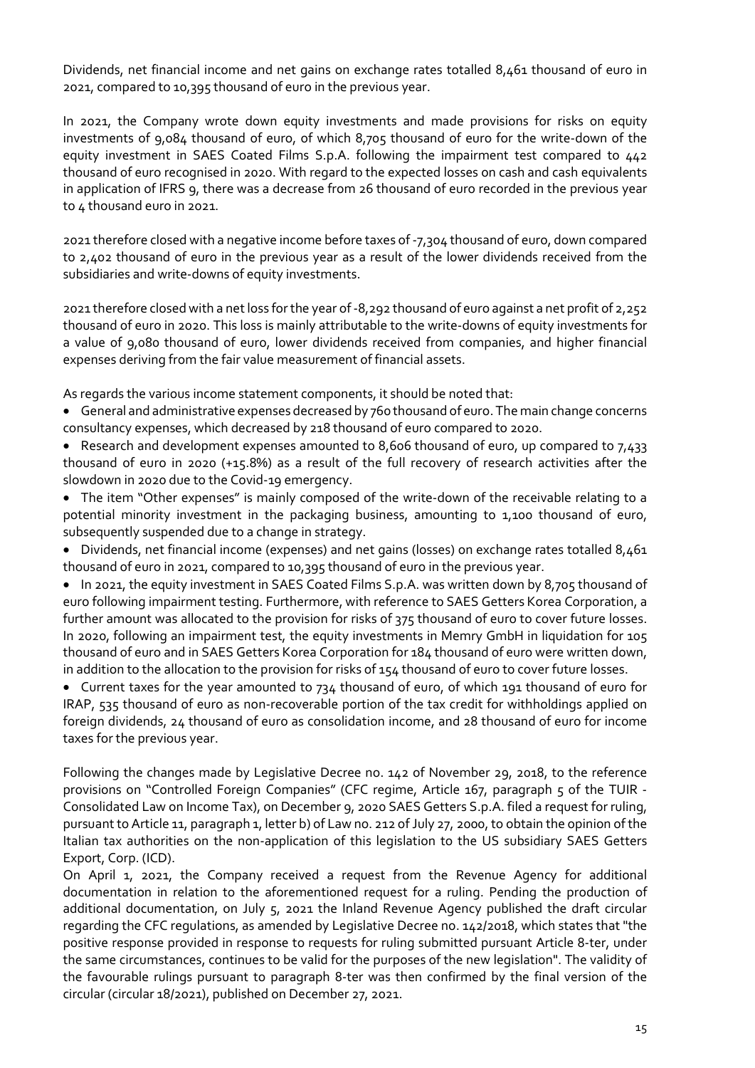Dividends, net financial income and net gains on exchange rates totalled 8,461 thousand of euro in 2021, compared to 10,395 thousand of euro in the previous year.

In 2021, the Company wrote down equity investments and made provisions for risks on equity investments of 9,084 thousand of euro, of which 8,705 thousand of euro for the write-down of the equity investment in SAES Coated Films S.p.A. following the impairment test compared to 442 thousand of euro recognised in 2020. With regard to the expected losses on cash and cash equivalents in application of IFRS 9, there was a decrease from 26 thousand of euro recorded in the previous year to 4 thousand euro in 2021.

2021 therefore closed with a negative income before taxes of -7,304 thousand of euro, down compared to 2,402 thousand of euro in the previous year as a result of the lower dividends received from the subsidiaries and write-downs of equity investments.

2021 therefore closed with a net loss for the year of -8,292 thousand of euro against a net profit of 2,252 thousand of euro in 2020. This loss is mainly attributable to the write-downs of equity investments for a value of 9,080 thousand of euro, lower dividends received from companies, and higher financial expenses deriving from the fair value measurement of financial assets.

As regards the various income statement components, it should be noted that:

- General and administrative expenses decreased by 760 thousand of euro. The main change concerns consultancy expenses, which decreased by 218 thousand of euro compared to 2020.
- Research and development expenses amounted to 8,606 thousand of euro, up compared to 7,433 thousand of euro in 2020 (+15.8%) as a result of the full recovery of research activities after the slowdown in 2020 due to the Covid-19 emergency.
- The item "Other expenses" is mainly composed of the write-down of the receivable relating to a potential minority investment in the packaging business, amounting to 1,100 thousand of euro, subsequently suspended due to a change in strategy.
- Dividends, net financial income (expenses) and net gains (losses) on exchange rates totalled 8,461 thousand of euro in 2021, compared to 10,395 thousand of euro in the previous year.
- In 2021, the equity investment in SAES Coated Films S.p.A. was written down by 8,705 thousand of euro following impairment testing. Furthermore, with reference to SAES Getters Korea Corporation, a further amount was allocated to the provision for risks of 375 thousand of euro to cover future losses. In 2020, following an impairment test, the equity investments in Memry GmbH in liquidation for 105 thousand of euro and in SAES Getters Korea Corporation for 184 thousand of euro were written down, in addition to the allocation to the provision for risks of 154 thousand of euro to cover future losses.
- Current taxes for the year amounted to 734 thousand of euro, of which 191 thousand of euro for IRAP, 535 thousand of euro as non-recoverable portion of the tax credit for withholdings applied on foreign dividends, 24 thousand of euro as consolidation income, and 28 thousand of euro for income taxes for the previous year.

Following the changes made by Legislative Decree no. 142 of November 29, 2018, to the reference provisions on "Controlled Foreign Companies" (CFC regime, Article 167, paragraph 5 of the TUIR - Consolidated Law on Income Tax), on December 9, 2020 SAES Getters S.p.A. filed a request for ruling, pursuant to Article 11, paragraph 1, letter b) of Law no. 212 of July 27, 2000, to obtain the opinion of the Italian tax authorities on the non-application of this legislation to the US subsidiary SAES Getters Export, Corp. (ICD).

On April 1, 2021, the Company received a request from the Revenue Agency for additional documentation in relation to the aforementioned request for a ruling. Pending the production of additional documentation, on July 5, 2021 the Inland Revenue Agency published the draft circular regarding the CFC regulations, as amended by Legislative Decree no. 142/2018, which states that "the positive response provided in response to requests for ruling submitted pursuant Article 8-ter, under the same circumstances, continues to be valid for the purposes of the new legislation". The validity of the favourable rulings pursuant to paragraph 8-ter was then confirmed by the final version of the circular (circular 18/2021), published on December 27, 2021.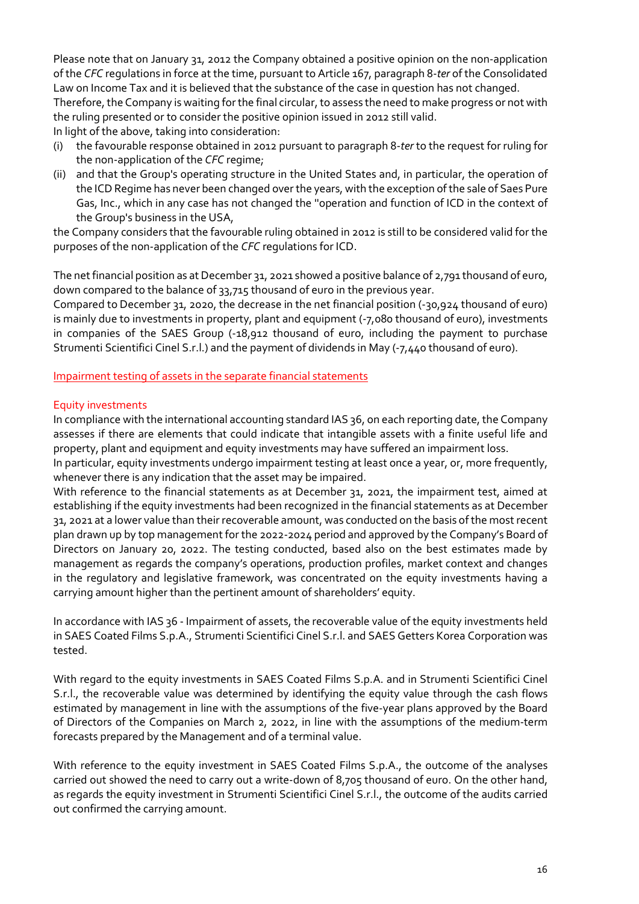Please note that on January 31, 2012 the Company obtained a positive opinion on the non-application of the *CFC* regulations in force at the time, pursuant to Article 167, paragraph 8-*ter* of the Consolidated Law on Income Tax and it is believed that the substance of the case in question has not changed.
Therefore, the Company is waiting for the final circular, to assess the need to make progress or not with the ruling presented or to consider the positive opinion issued in 2012 still valid.
In light of the above, taking into consideration:

(i) the favourable response obtained in 2012 pursuant to paragraph 8-*ter* to the request for ruling for the non-application of the *CFC* regime;
(ii) and that the Group's operating structure in the United States and, in particular, the operation of the ICD Regime has never been changed over the years, with the exception of the sale of Saes Pure Gas, Inc., which in any case has not changed the "operation and function of ICD in the context of the Group's business in the USA,

the Company considers that the favourable ruling obtained in 2012 is still to be considered valid for the purposes of the non-application of the *CFC* regulations for ICD.

The net financial position as at December 31, 2021 showed a positive balance of 2,791 thousand of euro, down compared to the balance of 33,715 thousand of euro in the previous year.
Compared to December 31, 2020, the decrease in the net financial position (-30,924 thousand of euro) is mainly due to investments in property, plant and equipment (-7,080 thousand of euro), investments in companies of the SAES Group (-18,912 thousand of euro, including the payment to purchase Strumenti Scientifici Cinel S.r.l.) and the payment of dividends in May (-7,440 thousand of euro).

## Impairment testing of assets in the separate financial statements

### Equity investments

In compliance with the international accounting standard IAS 36, on each reporting date, the Company assesses if there are elements that could indicate that intangible assets with a finite useful life and property, plant and equipment and equity investments may have suffered an impairment loss.
In particular, equity investments undergo impairment testing at least once a year, or, more frequently, whenever there is any indication that the asset may be impaired.
With reference to the financial statements as at December 31, 2021, the impairment test, aimed at establishing if the equity investments had been recognized in the financial statements as at December 31, 2021 at a lower value than their recoverable amount, was conducted on the basis of the most recent plan drawn up by top management for the 2022-2024 period and approved by the Company's Board of Directors on January 20, 2022. The testing conducted, based also on the best estimates made by management as regards the company's operations, production profiles, market context and changes in the regulatory and legislative framework, was concentrated on the equity investments having a carrying amount higher than the pertinent amount of shareholders' equity.

In accordance with IAS 36 - Impairment of assets, the recoverable value of the equity investments held in SAES Coated Films S.p.A., Strumenti Scientifici Cinel S.r.l. and SAES Getters Korea Corporation was tested.

With regard to the equity investments in SAES Coated Films S.p.A. and in Strumenti Scientifici Cinel S.r.l., the recoverable value was determined by identifying the equity value through the cash flows estimated by management in line with the assumptions of the five-year plans approved by the Board of Directors of the Companies on March 2, 2022, in line with the assumptions of the medium-term forecasts prepared by the Management and of a terminal value.

With reference to the equity investment in SAES Coated Films S.p.A., the outcome of the analyses carried out showed the need to carry out a write-down of 8,705 thousand of euro. On the other hand, as regards the equity investment in Strumenti Scientifici Cinel S.r.l., the outcome of the audits carried out confirmed the carrying amount.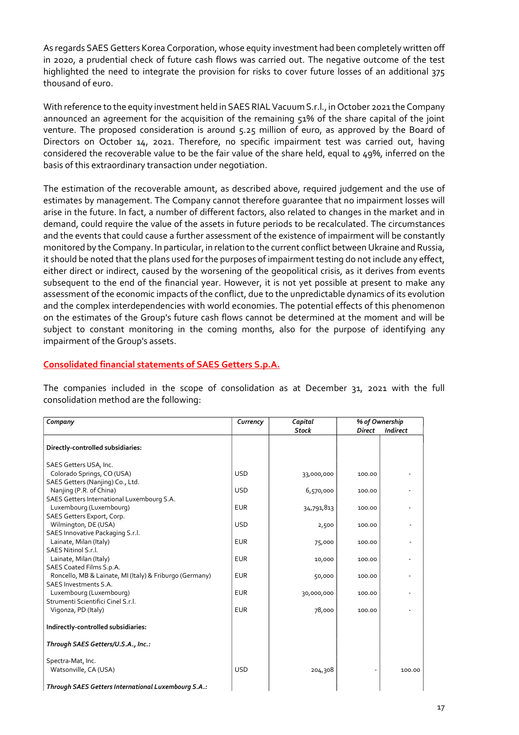As regards SAES Getters Korea Corporation, whose equity investment had been completely written off in 2020, a prudential check of future cash flows was carried out. The negative outcome of the test highlighted the need to integrate the provision for risks to cover future losses of an additional 375 thousand of euro.

With reference to the equity investment held in SAES RIAL Vacuum S.r.l., in October 2021 the Company announced an agreement for the acquisition of the remaining 51% of the share capital of the joint venture. The proposed consideration is around 5.25 million of euro, as approved by the Board of Directors on October 14, 2021. Therefore, no specific impairment test was carried out, having considered the recoverable value to be the fair value of the share held, equal to 49%, inferred on the basis of this extraordinary transaction under negotiation.

The estimation of the recoverable amount, as described above, required judgement and the use of estimates by management. The Company cannot therefore guarantee that no impairment losses will arise in the future. In fact, a number of different factors, also related to changes in the market and in demand, could require the value of the assets in future periods to be recalculated. The circumstances and the events that could cause a further assessment of the existence of impairment will be constantly monitored by the Company. In particular, in relation to the current conflict between Ukraine and Russia, it should be noted that the plans used for the purposes of impairment testing do not include any effect, either direct or indirect, caused by the worsening of the geopolitical crisis, as it derives from events subsequent to the end of the financial year. However, it is not yet possible at present to make any assessment of the economic impacts of the conflict, due to the unpredictable dynamics of its evolution and the complex interdependencies with world economies. The potential effects of this phenomenon on the estimates of the Group's future cash flows cannot be determined at the moment and will be subject to constant monitoring in the coming months, also for the purpose of identifying any impairment of the Group's assets.

## Consolidated financial statements of SAES Getters S.p.A.

The companies included in the scope of consolidation as at December 31, 2021 with the full consolidation method are the following:

| *Company* | *Currency* | *Capital Stock* | *% of Ownership* | |
|---|---|---|---|---|
| | | | *Direct* | *Indirect* |
| **Directly-controlled subsidiaries:** | | | | |
| SAES Getters USA, Inc.<br>Colorado Springs, CO (USA) | USD | 33,000,000 | 100.00 | - |
| SAES Getters (Nanjing) Co., Ltd.<br>Nanjing (P.R. of China) | USD | 6,570,000 | 100.00 | - |
| SAES Getters International Luxembourg S.A.<br>Luxembourg (Luxembourg) | EUR | 34,791,813 | 100.00 | - |
| SAES Getters Export, Corp.<br>Wilmington, DE (USA) | USD | 2,500 | 100.00 | - |
| SAES Innovative Packaging S.r.l.<br>Lainate, Milan (Italy) | EUR | 75,000 | 100.00 | - |
| SAES Nitinol S.r.l.<br>Lainate, Milan (Italy) | EUR | 10,000 | 100.00 | - |
| SAES Coated Films S.p.A.<br>Roncello, MB & Lainate, MI (Italy) & Friburgo (Germany) | EUR | 50,000 | 100.00 | - |
| SAES Investments S.A.<br>Luxembourg (Luxembourg) | EUR | 30,000,000 | 100.00 | - |
| Strumenti Scientifici Cinel S.r.l.<br>Vigonza, PD (Italy) | EUR | 78,000 | 100.00 | - |
| **Indirectly-controlled subsidiaries:** | | | | |
| ***Through SAES Getters/U.S.A., Inc.:*** | | | | |
| Spectra-Mat, Inc.<br>Watsonville, CA (USA) | USD | 204,308 | - | 100.00 |
| ***Through SAES Getters International Luxembourg S.A.:*** | | | | |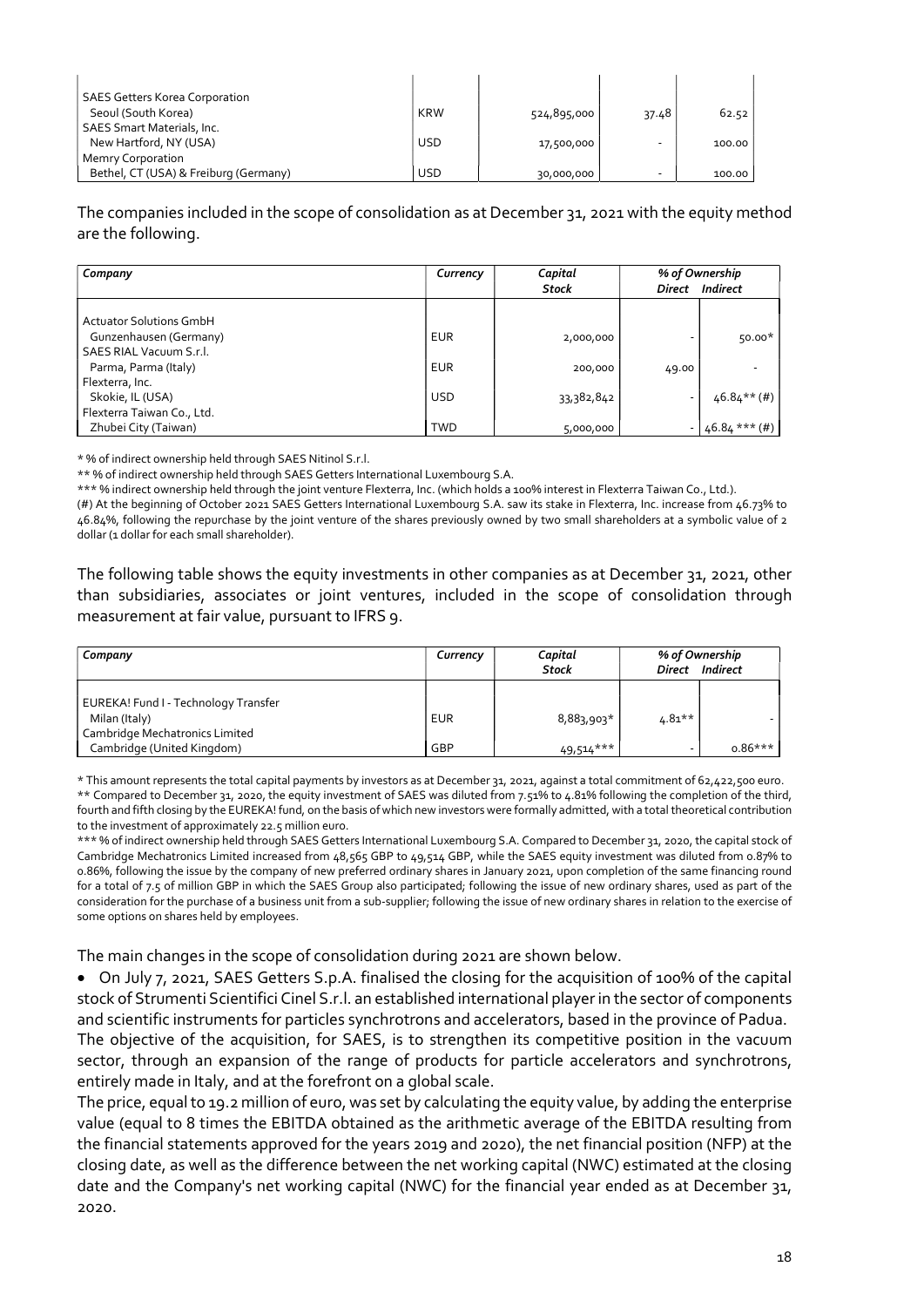| | | | | |
|---|---|---|---|---|
| SAES Getters Korea Corporation<br>Seoul (South Korea) | KRW | 524,895,000 | 37.48 | 62.52 |
| SAES Smart Materials, Inc.<br>New Hartford, NY (USA) | USD | 17,500,000 | - | 100.00 |
| Memry Corporation<br>Bethel, CT (USA) & Freiburg (Germany) | USD | 30,000,000 | - | 100.00 |

The companies included in the scope of consolidation as at December 31, 2021 with the equity method are the following.

| *Company* | *Currency* | *Capital Stock* | *% of Ownership* | |
|---|---|---|---|---|
| | | | *Direct* | *Indirect* |
| Actuator Solutions GmbH<br>Gunzenhausen (Germany) | EUR | 2,000,000 | - | 50.00* |
| SAES RIAL Vacuum S.r.l.<br>Parma, Parma (Italy) | EUR | 200,000 | 49.00 | - |
| Flexterra, Inc.<br>Skokie, IL (USA) | USD | 33,382,842 | - | 46.84** (#) |
| Flexterra Taiwan Co., Ltd.<br>Zhubei City (Taiwan) | TWD | 5,000,000 | - | 46.84 *** (#) |

* % of indirect ownership held through SAES Nitinol S.r.l.

** % of indirect ownership held through SAES Getters International Luxembourg S.A.

*** % indirect ownership held through the joint venture Flexterra, Inc. (which holds a 100% interest in Flexterra Taiwan Co., Ltd.).

(#) At the beginning of October 2021 SAES Getters International Luxembourg S.A. saw its stake in Flexterra, Inc. increase from 46.73% to 46.84%, following the repurchase by the joint venture of the shares previously owned by two small shareholders at a symbolic value of 2 dollar (1 dollar for each small shareholder).

The following table shows the equity investments in other companies as at December 31, 2021, other than subsidiaries, associates or joint ventures, included in the scope of consolidation through measurement at fair value, pursuant to IFRS 9.

| *Company* | *Currency* | *Capital Stock* | *% of Ownership* | |
|---|---|---|---|---|
| | | | *Direct* | *Indirect* |
| EUREKA! Fund I - Technology Transfer<br>Milan (Italy) | EUR | 8,883,903* | 4.81** | - |
| Cambridge Mechatronics Limited<br>Cambridge (United Kingdom) | GBP | 49,514*** | - | 0.86*** |

* This amount represents the total capital payments by investors as at December 31, 2021, against a total commitment of 62,422,500 euro.

** Compared to December 31, 2020, the equity investment of SAES was diluted from 7.51% to 4.81% following the completion of the third, fourth and fifth closing by the EUREKA! fund, on the basis of which new investors were formally admitted, with a total theoretical contribution to the investment of approximately 22.5 million euro.

*** % of indirect ownership held through SAES Getters International Luxembourg S.A. Compared to December 31, 2020, the capital stock of Cambridge Mechatronics Limited increased from 48,565 GBP to 49,514 GBP, while the SAES equity investment was diluted from 0.87% to 0.86%, following the issue by the company of new preferred ordinary shares in January 2021, upon completion of the same financing round for a total of 7.5 of million GBP in which the SAES Group also participated; following the issue of new ordinary shares, used as part of the consideration for the purchase of a business unit from a sub-supplier; following the issue of new ordinary shares in relation to the exercise of some options on shares held by employees.

The main changes in the scope of consolidation during 2021 are shown below.

- On July 7, 2021, SAES Getters S.p.A. finalised the closing for the acquisition of 100% of the capital stock of Strumenti Scientifici Cinel S.r.l. an established international player in the sector of components and scientific instruments for particles synchrotrons and accelerators, based in the province of Padua.

The objective of the acquisition, for SAES, is to strengthen its competitive position in the vacuum sector, through an expansion of the range of products for particle accelerators and synchrotrons, entirely made in Italy, and at the forefront on a global scale.

The price, equal to 19.2 million of euro, was set by calculating the equity value, by adding the enterprise value (equal to 8 times the EBITDA obtained as the arithmetic average of the EBITDA resulting from the financial statements approved for the years 2019 and 2020), the net financial position (NFP) at the closing date, as well as the difference between the net working capital (NWC) estimated at the closing date and the Company's net working capital (NWC) for the financial year ended as at December 31, 2020.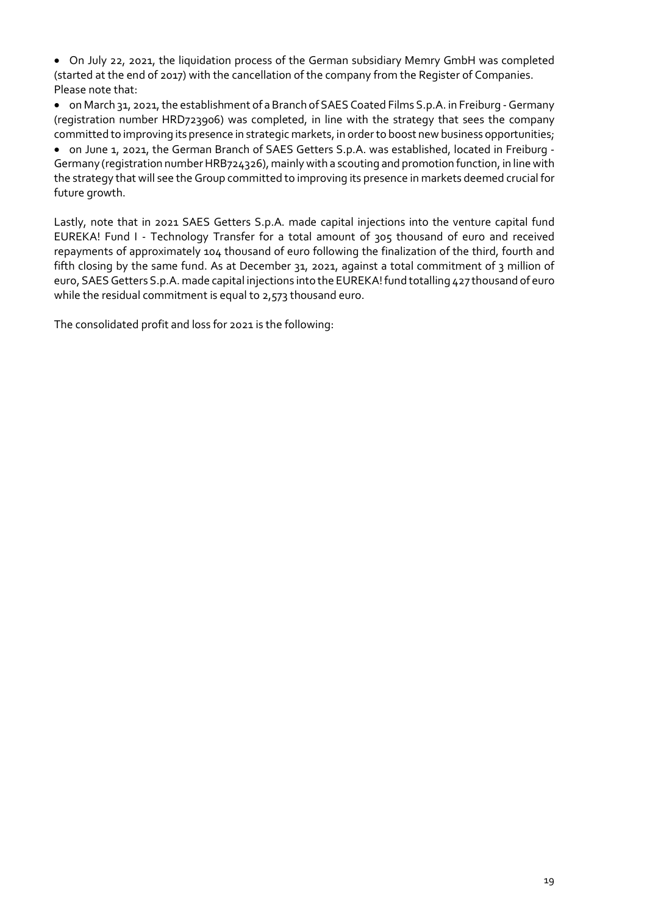- On July 22, 2021, the liquidation process of the German subsidiary Memry GmbH was completed (started at the end of 2017) with the cancellation of the company from the Register of Companies.

Please note that:

- on March 31, 2021, the establishment of a Branch of SAES Coated Films S.p.A. in Freiburg - Germany (registration number HRD723906) was completed, in line with the strategy that sees the company committed to improving its presence in strategic markets, in order to boost new business opportunities;
- on June 1, 2021, the German Branch of SAES Getters S.p.A. was established, located in Freiburg - Germany (registration number HRB724326), mainly with a scouting and promotion function, in line with the strategy that will see the Group committed to improving its presence in markets deemed crucial for future growth.

Lastly, note that in 2021 SAES Getters S.p.A. made capital injections into the venture capital fund EUREKA! Fund I - Technology Transfer for a total amount of 305 thousand of euro and received repayments of approximately 104 thousand of euro following the finalization of the third, fourth and fifth closing by the same fund. As at December 31, 2021, against a total commitment of 3 million of euro, SAES Getters S.p.A. made capital injections into the EUREKA! fund totalling 427 thousand of euro while the residual commitment is equal to 2,573 thousand euro.

The consolidated profit and loss for 2021 is the following: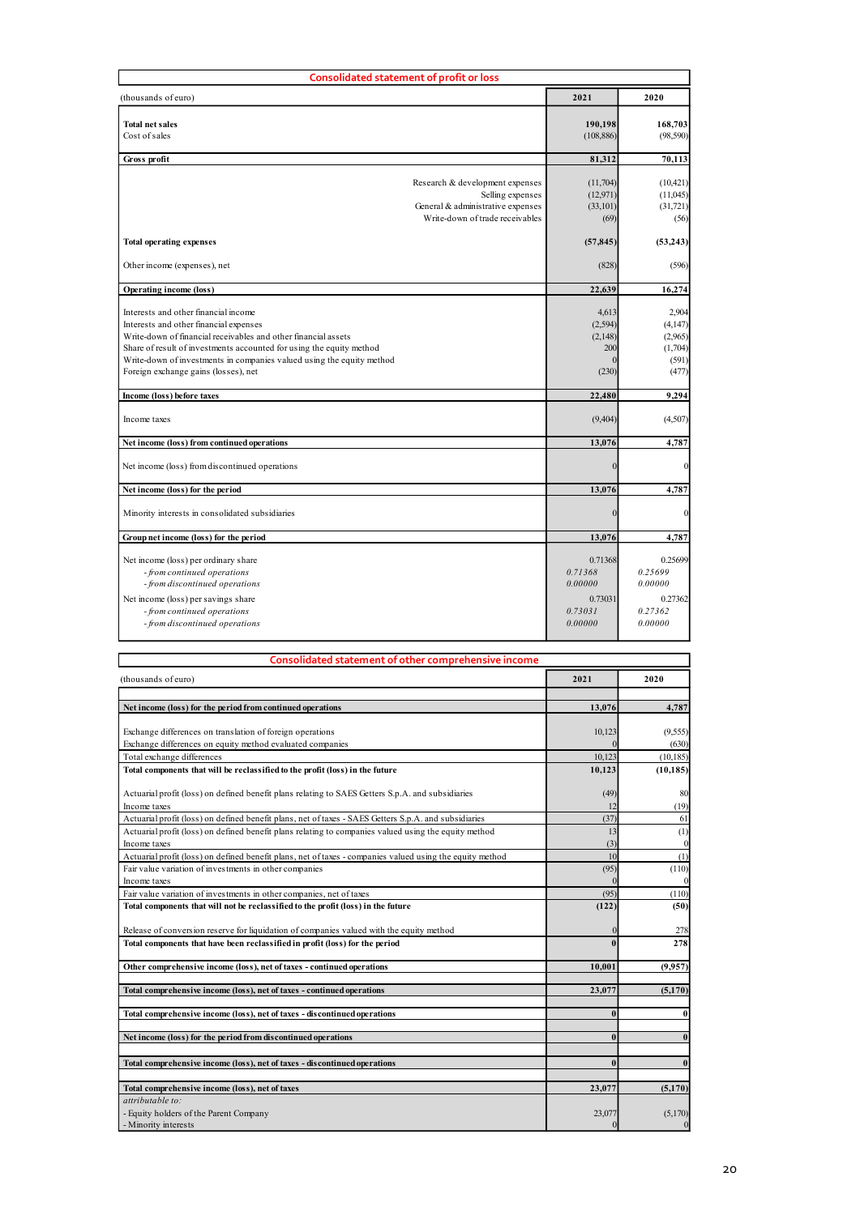## Consolidated statement of profit or loss

| (thousands of euro) | 2021 | 2020 |
|---|---|---|
| **Total net sales** | **190,198** | **168,703** |
| Cost of sales | (108,886) | (98,590) |
| **Gross profit** | **81,312** | **70,113** |
| Research & development expenses | (11,704) | (10,421) |
| Selling expenses | (12,971) | (11,045) |
| General & administrative expenses | (33,101) | (31,721) |
| Write-down of trade receivables | (69) | (56) |
| **Total operating expenses** | **(57,845)** | **(53,243)** |
| Other income (expenses), net | (828) | (596) |
| **Operating income (loss)** | **22,639** | **16,274** |
| Interests and other financial income | 4,613 | 2,904 |
| Interests and other financial expenses | (2,594) | (4,147) |
| Write-down of financial receivables and other financial assets | (2,148) | (2,965) |
| Share of result of investments accounted for using the equity method | 200 | (1,704) |
| Write-down of investments in companies valued using the equity method | 0 | (591) |
| Foreign exchange gains (losses), net | (230) | (477) |
| **Income (loss) before taxes** | **22,480** | **9,294** |
| Income taxes | (9,404) | (4,507) |
| **Net income (loss) from continued operations** | **13,076** | **4,787** |
| Net income (loss) from discontinued operations | 0 | 0 |
| **Net income (loss) for the period** | **13,076** | **4,787** |
| Minority interests in consolidated subsidiaries | 0 | 0 |
| **Group net income (loss) for the period** | **13,076** | **4,787** |
| Net income (loss) per ordinary share | 0.71368 | 0.25699 |
| *- from continued operations* | *0.71368* | *0.25699* |
| *- from discontinued operations* | *0.00000* | *0.00000* |
| Net income (loss) per savings share | 0.73031 | 0.27362 |
| *- from continued operations* | *0.73031* | *0.27362* |
| *- from discontinued operations* | *0.00000* | *0.00000* |

## Consolidated statement of other comprehensive income

| (thousands of euro) | 2021 | 2020 |
|---|---|---|
| **Net income (loss) for the period from continued operations** | **13,076** | **4,787** |
| Exchange differences on translation of foreign operations | 10,123 | (9,555) |
| Exchange differences on equity method evaluated companies | 0 | (630) |
| Total exchange differences | 10,123 | (10,185) |
| **Total components that will be reclassified to the profit (loss) in the future** | **10,123** | **(10,185)** |
| Actuarial profit (loss) on defined benefit plans relating to SAES Getters S.p.A. and subsidiaries | (49) | 80 |
| Income taxes | 12 | (19) |
| Actuarial profit (loss) on defined benefit plans, net of taxes - SAES Getters S.p.A. and subsidiaries | (37) | 61 |
| Actuarial profit (loss) on defined benefit plans relating to companies valued using the equity method | 13 | (1) |
| Income taxes | (3) | 0 |
| Actuarial profit (loss) on defined benefit plans, net of taxes - companies valued using the equity method | 10 | (1) |
| Fair value variation of investments in other companies | (95) | (110) |
| Income taxes | 0 | 0 |
| Fair value variation of investments in other companies, net of taxes | (95) | (110) |
| **Total components that will not be reclassified to the profit (loss) in the future** | **(122)** | **(50)** |
| Release of conversion reserve for liquidation of companies valued with the equity method | 0 | 278 |
| **Total components that have been reclassified in profit (loss) for the period** | **0** | **278** |
| **Other comprehensive income (loss), net of taxes - continued operations** | **10,001** | **(9,957)** |
| **Total comprehensive income (loss), net of taxes - continued operations** | **23,077** | **(5,170)** |
| **Total comprehensive income (loss), net of taxes - discontinued operations** | **0** | **0** |
| **Net income (loss) for the period from discontinued operations** | **0** | **0** |
| **Total comprehensive income (loss), net of taxes - discontinued operations** | **0** | **0** |
| **Total comprehensive income (loss), net of taxes** | **23,077** | **(5,170)** |
| *attributable to:* | | |
| - Equity holders of the Parent Company | 23,077 | (5,170) |
| - Minority interests | 0 | 0 |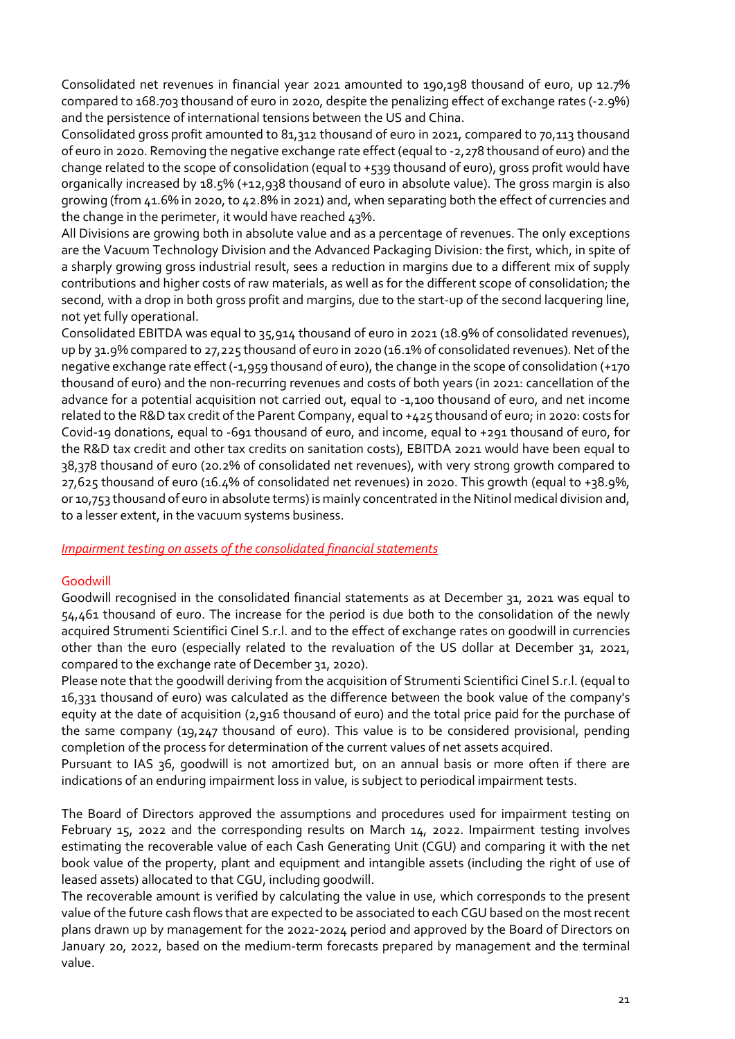Consolidated net revenues in financial year 2021 amounted to 190,198 thousand of euro, up 12.7% compared to 168.703 thousand of euro in 2020, despite the penalizing effect of exchange rates (-2.9%) and the persistence of international tensions between the US and China.

Consolidated gross profit amounted to 81,312 thousand of euro in 2021, compared to 70,113 thousand of euro in 2020. Removing the negative exchange rate effect (equal to -2,278 thousand of euro) and the change related to the scope of consolidation (equal to +539 thousand of euro), gross profit would have organically increased by 18.5% (+12,938 thousand of euro in absolute value). The gross margin is also growing (from 41.6% in 2020, to 42.8% in 2021) and, when separating both the effect of currencies and the change in the perimeter, it would have reached 43%.

All Divisions are growing both in absolute value and as a percentage of revenues. The only exceptions are the Vacuum Technology Division and the Advanced Packaging Division: the first, which, in spite of a sharply growing gross industrial result, sees a reduction in margins due to a different mix of supply contributions and higher costs of raw materials, as well as for the different scope of consolidation; the second, with a drop in both gross profit and margins, due to the start-up of the second lacquering line, not yet fully operational.

Consolidated EBITDA was equal to 35,914 thousand of euro in 2021 (18.9% of consolidated revenues), up by 31.9% compared to 27,225 thousand of euro in 2020 (16.1% of consolidated revenues). Net of the negative exchange rate effect (-1,959 thousand of euro), the change in the scope of consolidation (+170 thousand of euro) and the non-recurring revenues and costs of both years (in 2021: cancellation of the advance for a potential acquisition not carried out, equal to -1,100 thousand of euro, and net income related to the R&D tax credit of the Parent Company, equal to +425 thousand of euro; in 2020: costs for Covid-19 donations, equal to -691 thousand of euro, and income, equal to +291 thousand of euro, for the R&D tax credit and other tax credits on sanitation costs), EBITDA 2021 would have been equal to 38,378 thousand of euro (20.2% of consolidated net revenues), with very strong growth compared to 27,625 thousand of euro (16.4% of consolidated net revenues) in 2020. This growth (equal to +38.9%, or 10,753 thousand of euro in absolute terms) is mainly concentrated in the Nitinol medical division and, to a lesser extent, in the vacuum systems business.

### *Impairment testing on assets of the consolidated financial statements*

#### Goodwill

Goodwill recognised in the consolidated financial statements as at December 31, 2021 was equal to 54,461 thousand of euro. The increase for the period is due both to the consolidation of the newly acquired Strumenti Scientifici Cinel S.r.l. and to the effect of exchange rates on goodwill in currencies other than the euro (especially related to the revaluation of the US dollar at December 31, 2021, compared to the exchange rate of December 31, 2020).

Please note that the goodwill deriving from the acquisition of Strumenti Scientifici Cinel S.r.l. (equal to 16,331 thousand of euro) was calculated as the difference between the book value of the company's equity at the date of acquisition (2,916 thousand of euro) and the total price paid for the purchase of the same company (19,247 thousand of euro). This value is to be considered provisional, pending completion of the process for determination of the current values of net assets acquired.

Pursuant to IAS 36, goodwill is not amortized but, on an annual basis or more often if there are indications of an enduring impairment loss in value, is subject to periodical impairment tests.

The Board of Directors approved the assumptions and procedures used for impairment testing on February 15, 2022 and the corresponding results on March 14, 2022. Impairment testing involves estimating the recoverable value of each Cash Generating Unit (CGU) and comparing it with the net book value of the property, plant and equipment and intangible assets (including the right of use of leased assets) allocated to that CGU, including goodwill.

The recoverable amount is verified by calculating the value in use, which corresponds to the present value of the future cash flows that are expected to be associated to each CGU based on the most recent plans drawn up by management for the 2022-2024 period and approved by the Board of Directors on January 20, 2022, based on the medium-term forecasts prepared by management and the terminal value.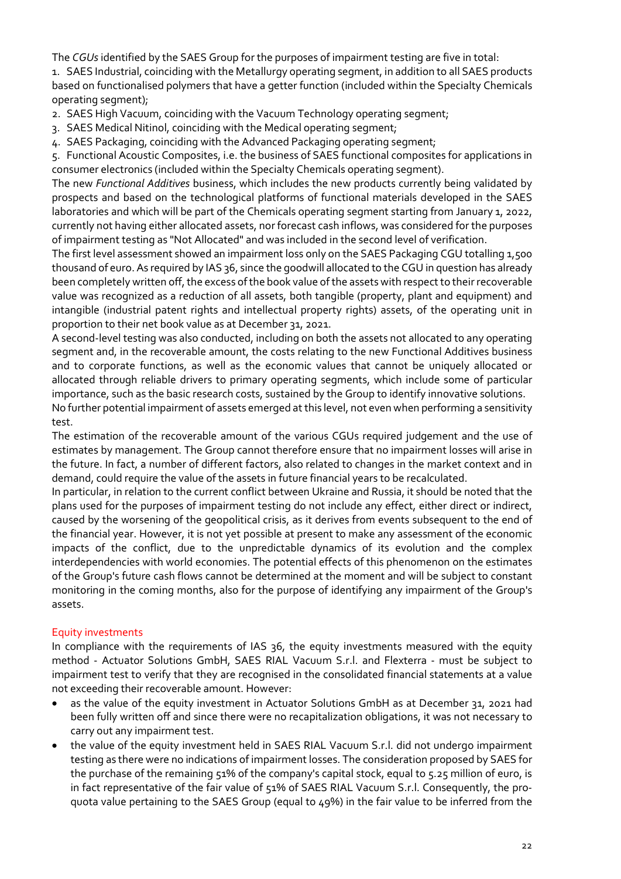The *CGUs* identified by the SAES Group for the purposes of impairment testing are five in total:

1. SAES Industrial, coinciding with the Metallurgy operating segment, in addition to all SAES products based on functionalised polymers that have a getter function (included within the Specialty Chemicals operating segment);
2. SAES High Vacuum, coinciding with the Vacuum Technology operating segment;
3. SAES Medical Nitinol, coinciding with the Medical operating segment;
4. SAES Packaging, coinciding with the Advanced Packaging operating segment;
5. Functional Acoustic Composites, i.e. the business of SAES functional composites for applications in consumer electronics (included within the Specialty Chemicals operating segment).

The new *Functional Additives* business, which includes the new products currently being validated by prospects and based on the technological platforms of functional materials developed in the SAES laboratories and which will be part of the Chemicals operating segment starting from January 1, 2022, currently not having either allocated assets, nor forecast cash inflows, was considered for the purposes of impairment testing as "Not Allocated" and was included in the second level of verification.

The first level assessment showed an impairment loss only on the SAES Packaging CGU totalling 1,500 thousand of euro. As required by IAS 36, since the goodwill allocated to the CGU in question has already been completely written off, the excess of the book value of the assets with respect to their recoverable value was recognized as a reduction of all assets, both tangible (property, plant and equipment) and intangible (industrial patent rights and intellectual property rights) assets, of the operating unit in proportion to their net book value as at December 31, 2021.

A second-level testing was also conducted, including on both the assets not allocated to any operating segment and, in the recoverable amount, the costs relating to the new Functional Additives business and to corporate functions, as well as the economic values that cannot be uniquely allocated or allocated through reliable drivers to primary operating segments, which include some of particular importance, such as the basic research costs, sustained by the Group to identify innovative solutions.

No further potential impairment of assets emerged at this level, not even when performing a sensitivity test.

The estimation of the recoverable amount of the various CGUs required judgement and the use of estimates by management. The Group cannot therefore ensure that no impairment losses will arise in the future. In fact, a number of different factors, also related to changes in the market context and in demand, could require the value of the assets in future financial years to be recalculated.

In particular, in relation to the current conflict between Ukraine and Russia, it should be noted that the plans used for the purposes of impairment testing do not include any effect, either direct or indirect, caused by the worsening of the geopolitical crisis, as it derives from events subsequent to the end of the financial year. However, it is not yet possible at present to make any assessment of the economic impacts of the conflict, due to the unpredictable dynamics of its evolution and the complex interdependencies with world economies. The potential effects of this phenomenon on the estimates of the Group's future cash flows cannot be determined at the moment and will be subject to constant monitoring in the coming months, also for the purpose of identifying any impairment of the Group's assets.

## Equity investments

In compliance with the requirements of IAS 36, the equity investments measured with the equity method - Actuator Solutions GmbH, SAES RIAL Vacuum S.r.l. and Flexterra - must be subject to impairment test to verify that they are recognised in the consolidated financial statements at a value not exceeding their recoverable amount. However:

- as the value of the equity investment in Actuator Solutions GmbH as at December 31, 2021 had been fully written off and since there were no recapitalization obligations, it was not necessary to carry out any impairment test.
- the value of the equity investment held in SAES RIAL Vacuum S.r.l. did not undergo impairment testing as there were no indications of impairment losses. The consideration proposed by SAES for the purchase of the remaining 51% of the company's capital stock, equal to 5.25 million of euro, is in fact representative of the fair value of 51% of SAES RIAL Vacuum S.r.l. Consequently, the pro-quota value pertaining to the SAES Group (equal to 49%) in the fair value to be inferred from the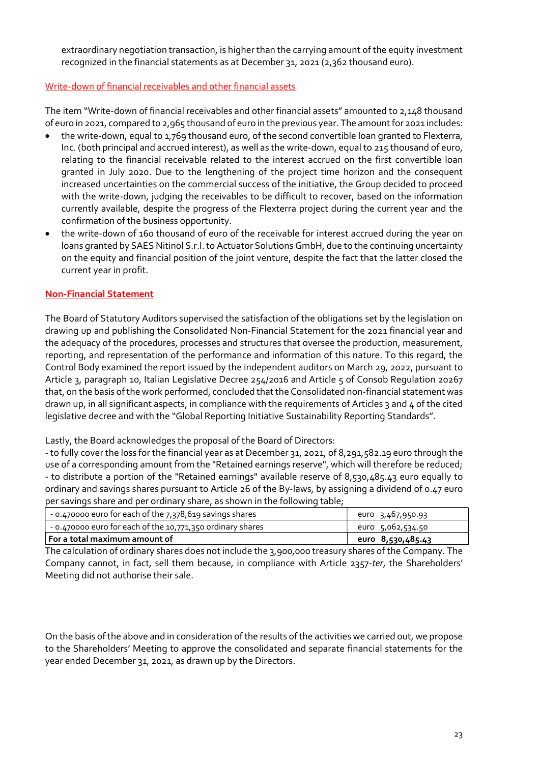extraordinary negotiation transaction, is higher than the carrying amount of the equity investment recognized in the financial statements as at December 31, 2021 (2,362 thousand euro).

Write-down of financial receivables and other financial assets

The item "Write-down of financial receivables and other financial assets" amounted to 2,148 thousand of euro in 2021, compared to 2,965 thousand of euro in the previous year. The amount for 2021 includes:

- the write-down, equal to 1,769 thousand euro, of the second convertible loan granted to Flexterra, Inc. (both principal and accrued interest), as well as the write-down, equal to 215 thousand of euro, relating to the financial receivable related to the interest accrued on the first convertible loan granted in July 2020. Due to the lengthening of the project time horizon and the consequent increased uncertainties on the commercial success of the initiative, the Group decided to proceed with the write-down, judging the receivables to be difficult to recover, based on the information currently available, despite the progress of the Flexterra project during the current year and the confirmation of the business opportunity.
- the write-down of 160 thousand of euro of the receivable for interest accrued during the year on loans granted by SAES Nitinol S.r.l. to Actuator Solutions GmbH, due to the continuing uncertainty on the equity and financial position of the joint venture, despite the fact that the latter closed the current year in profit.

**Non-Financial Statement**

The Board of Statutory Auditors supervised the satisfaction of the obligations set by the legislation on drawing up and publishing the Consolidated Non-Financial Statement for the 2021 financial year and the adequacy of the procedures, processes and structures that oversee the production, measurement, reporting, and representation of the performance and information of this nature. To this regard, the Control Body examined the report issued by the independent auditors on March 29, 2022, pursuant to Article 3, paragraph 10, Italian Legislative Decree 254/2016 and Article 5 of Consob Regulation 20267 that, on the basis of the work performed, concluded that the Consolidated non-financial statement was drawn up, in all significant aspects, in compliance with the requirements of Articles 3 and 4 of the cited legislative decree and with the "Global Reporting Initiative Sustainability Reporting Standards".

Lastly, the Board acknowledges the proposal of the Board of Directors:
- to fully cover the loss for the financial year as at December 31, 2021, of 8,291,582.19 euro through the use of a corresponding amount from the "Retained earnings reserve", which will therefore be reduced;
- to distribute a portion of the "Retained earnings" available reserve of 8,530,485.43 euro equally to ordinary and savings shares pursuant to Article 26 of the By-laws, by assigning a dividend of 0.47 euro per savings share and per ordinary share, as shown in the following table;

| | |
|---|---|
| - 0.470000 euro for each of the 7,378,619 savings shares | euro 3,467,950.93 |
| - 0.470000 euro for each of the 10,771,350 ordinary shares | euro 5,062,534.50 |
| **For a total maximum amount of** | **euro 8,530,485.43** |

The calculation of ordinary shares does not include the 3,900,000 treasury shares of the Company. The Company cannot, in fact, sell them because, in compliance with Article 2357-*ter*, the Shareholders' Meeting did not authorise their sale.

On the basis of the above and in consideration of the results of the activities we carried out, we propose to the Shareholders' Meeting to approve the consolidated and separate financial statements for the year ended December 31, 2021, as drawn up by the Directors.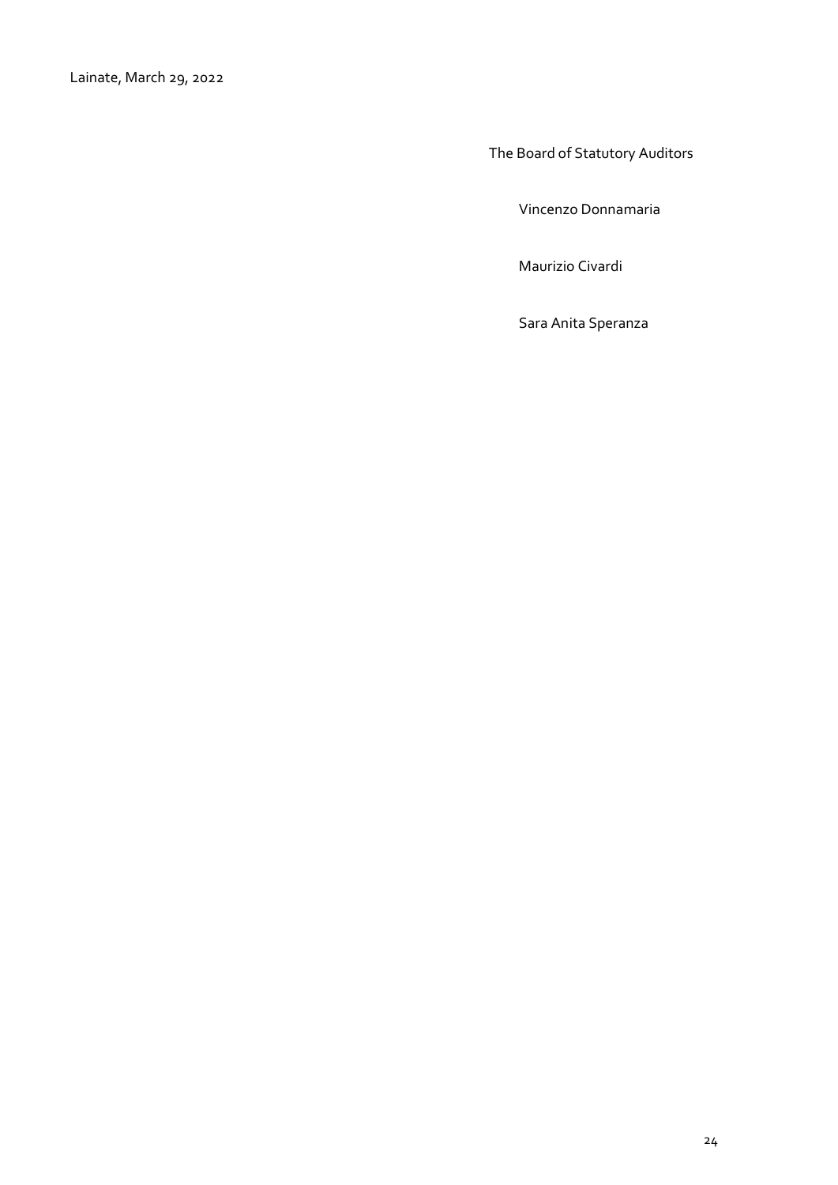Lainate, March 29, 2022

The Board of Statutory Auditors

Vincenzo Donnamaria

Maurizio Civardi

Sara Anita Speranza